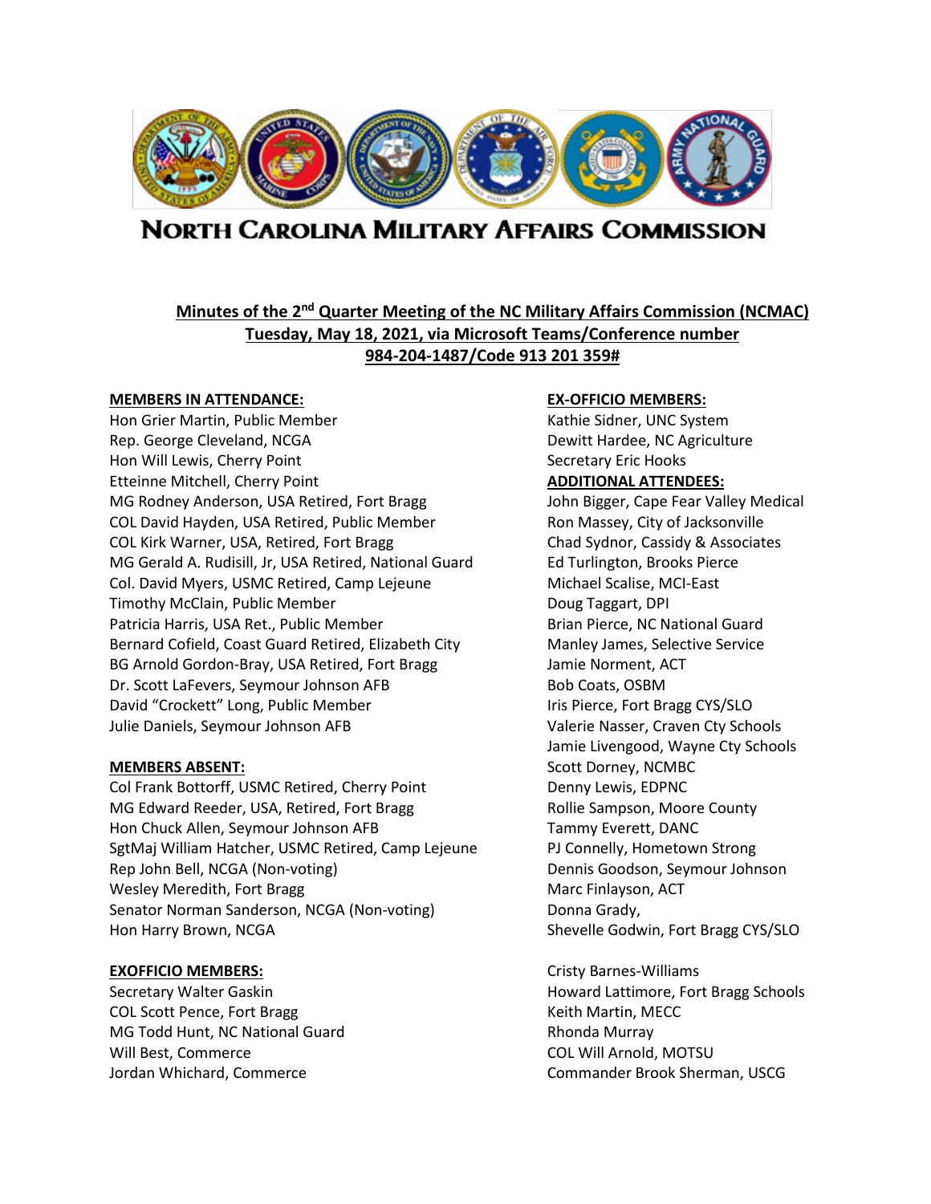# NORTH CAROLINA MILITARY AFFAIRS COMMISSION

**Minutes of the 2nd Quarter Meeting of the NC Military Affairs Commission (NCMAC)**
**Tuesday, May 18, 2021, via Microsoft Teams/Conference number**
**984-204-1487/Code 913 201 359#**

**MEMBERS IN ATTENDANCE:**

Hon Grier Martin, Public Member
Rep. George Cleveland, NCGA
Hon Will Lewis, Cherry Point
Etteinne Mitchell, Cherry Point
MG Rodney Anderson, USA Retired, Fort Bragg
COL David Hayden, USA Retired, Public Member
COL Kirk Warner, USA, Retired, Fort Bragg
MG Gerald A. Rudisill, Jr, USA Retired, National Guard
Col. David Myers, USMC Retired, Camp Lejeune
Timothy McClain, Public Member
Patricia Harris, USA Ret., Public Member
Bernard Cofield, Coast Guard Retired, Elizabeth City
BG Arnold Gordon-Bray, USA Retired, Fort Bragg
Dr. Scott LaFevers, Seymour Johnson AFB
David "Crockett" Long, Public Member
Julie Daniels, Seymour Johnson AFB

**MEMBERS ABSENT:**

Col Frank Bottorff, USMC Retired, Cherry Point
MG Edward Reeder, USA, Retired, Fort Bragg
Hon Chuck Allen, Seymour Johnson AFB
SgtMaj William Hatcher, USMC Retired, Camp Lejeune
Rep John Bell, NCGA (Non-voting)
Wesley Meredith, Fort Bragg
Senator Norman Sanderson, NCGA (Non-voting)
Hon Harry Brown, NCGA

**EXOFFICIO MEMBERS:**

Secretary Walter Gaskin
COL Scott Pence, Fort Bragg
MG Todd Hunt, NC National Guard
Will Best, Commerce
Jordan Whichard, Commerce

**EX-OFFICIO MEMBERS:**

Kathie Sidner, UNC System
Dewitt Hardee, NC Agriculture
Secretary Eric Hooks

**ADDITIONAL ATTENDEES:**

John Bigger, Cape Fear Valley Medical
Ron Massey, City of Jacksonville
Chad Sydnor, Cassidy & Associates
Ed Turlington, Brooks Pierce
Michael Scalise, MCI-East
Doug Taggart, DPI
Brian Pierce, NC National Guard
Manley James, Selective Service
Jamie Norment, ACT
Bob Coats, OSBM
Iris Pierce, Fort Bragg CYS/SLO
Valerie Nasser, Craven Cty Schools
Jamie Livengood, Wayne Cty Schools
Scott Dorney, NCMBC
Denny Lewis, EDPNC
Rollie Sampson, Moore County
Tammy Everett, DANC
PJ Connelly, Hometown Strong
Dennis Goodson, Seymour Johnson
Marc Finlayson, ACT
Donna Grady,
Shevelle Godwin, Fort Bragg CYS/SLO

Cristy Barnes-Williams
Howard Lattimore, Fort Bragg Schools
Keith Martin, MECC
Rhonda Murray
COL Will Arnold, MOTSU
Commander Brook Sherman, USCG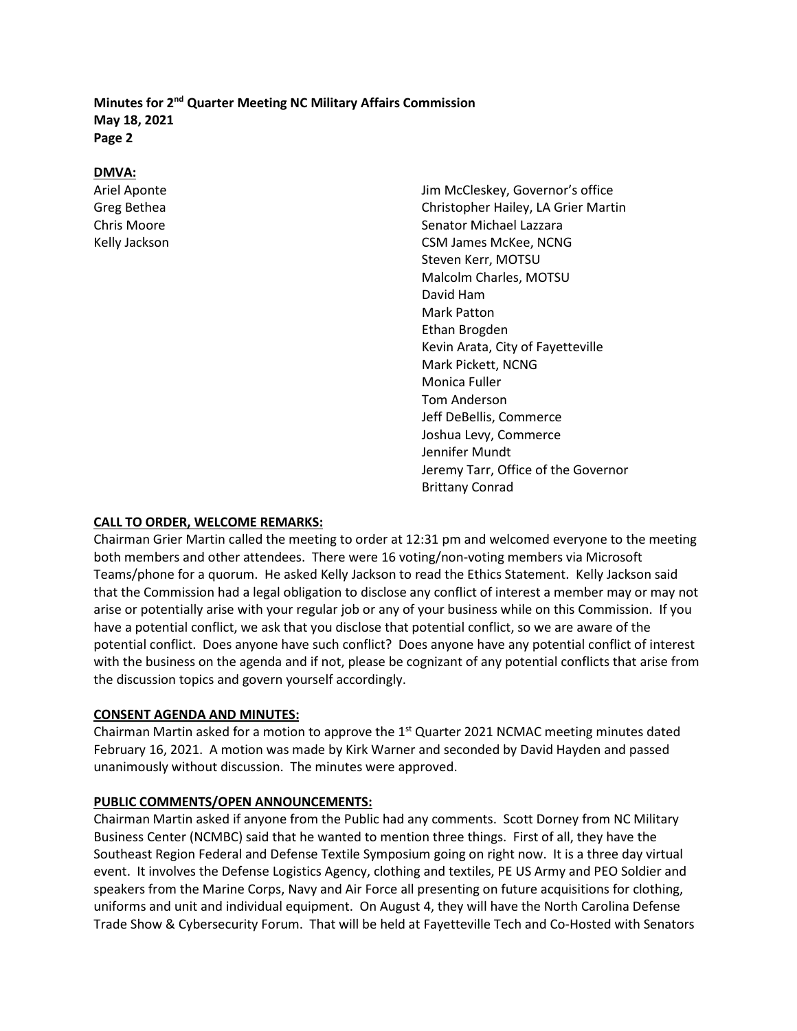**DMVA:**

Ariel Aponte
Greg Bethea
Chris Moore
Kelly Jackson

Jim McCleskey, Governor's office
Christopher Hailey, LA Grier Martin
Senator Michael Lazzara
CSM James McKee, NCNG
Steven Kerr, MOTSU
Malcolm Charles, MOTSU
David Ham
Mark Patton
Ethan Brogden
Kevin Arata, City of Fayetteville
Mark Pickett, NCNG
Monica Fuller
Tom Anderson
Jeff DeBellis, Commerce
Joshua Levy, Commerce
Jennifer Mundt
Jeremy Tarr, Office of the Governor
Brittany Conrad

**CALL TO ORDER, WELCOME REMARKS:**

Chairman Grier Martin called the meeting to order at 12:31 pm and welcomed everyone to the meeting both members and other attendees. There were 16 voting/non-voting members via Microsoft Teams/phone for a quorum. He asked Kelly Jackson to read the Ethics Statement. Kelly Jackson said that the Commission had a legal obligation to disclose any conflict of interest a member may or may not arise or potentially arise with your regular job or any of your business while on this Commission. If you have a potential conflict, we ask that you disclose that potential conflict, so we are aware of the potential conflict. Does anyone have such conflict? Does anyone have any potential conflict of interest with the business on the agenda and if not, please be cognizant of any potential conflicts that arise from the discussion topics and govern yourself accordingly.

**CONSENT AGENDA AND MINUTES:**

Chairman Martin asked for a motion to approve the 1st Quarter 2021 NCMAC meeting minutes dated February 16, 2021. A motion was made by Kirk Warner and seconded by David Hayden and passed unanimously without discussion. The minutes were approved.

**PUBLIC COMMENTS/OPEN ANNOUNCEMENTS:**

Chairman Martin asked if anyone from the Public had any comments. Scott Dorney from NC Military Business Center (NCMBC) said that he wanted to mention three things. First of all, they have the Southeast Region Federal and Defense Textile Symposium going on right now. It is a three day virtual event. It involves the Defense Logistics Agency, clothing and textiles, PE US Army and PEO Soldier and speakers from the Marine Corps, Navy and Air Force all presenting on future acquisitions for clothing, uniforms and unit and individual equipment. On August 4, they will have the North Carolina Defense Trade Show & Cybersecurity Forum. That will be held at Fayetteville Tech and Co-Hosted with Senators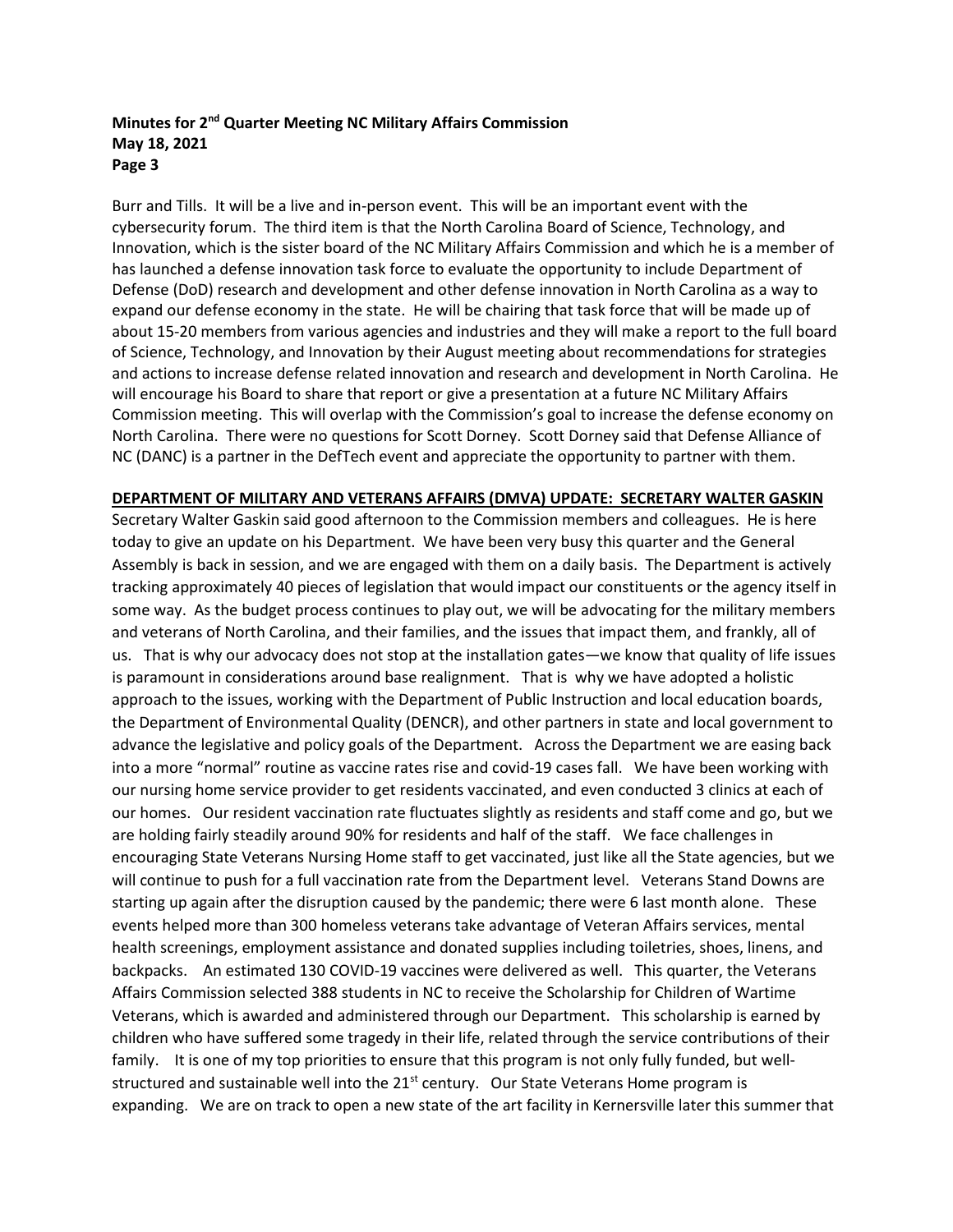Burr and Tills. It will be a live and in-person event. This will be an important event with the cybersecurity forum. The third item is that the North Carolina Board of Science, Technology, and Innovation, which is the sister board of the NC Military Affairs Commission and which he is a member of has launched a defense innovation task force to evaluate the opportunity to include Department of Defense (DoD) research and development and other defense innovation in North Carolina as a way to expand our defense economy in the state. He will be chairing that task force that will be made up of about 15-20 members from various agencies and industries and they will make a report to the full board of Science, Technology, and Innovation by their August meeting about recommendations for strategies and actions to increase defense related innovation and research and development in North Carolina. He will encourage his Board to share that report or give a presentation at a future NC Military Affairs Commission meeting. This will overlap with the Commission's goal to increase the defense economy on North Carolina. There were no questions for Scott Dorney. Scott Dorney said that Defense Alliance of NC (DANC) is a partner in the DefTech event and appreciate the opportunity to partner with them.

**DEPARTMENT OF MILITARY AND VETERANS AFFAIRS (DMVA) UPDATE: SECRETARY WALTER GASKIN**

Secretary Walter Gaskin said good afternoon to the Commission members and colleagues. He is here today to give an update on his Department. We have been very busy this quarter and the General Assembly is back in session, and we are engaged with them on a daily basis. The Department is actively tracking approximately 40 pieces of legislation that would impact our constituents or the agency itself in some way. As the budget process continues to play out, we will be advocating for the military members and veterans of North Carolina, and their families, and the issues that impact them, and frankly, all of us. That is why our advocacy does not stop at the installation gates—we know that quality of life issues is paramount in considerations around base realignment. That is why we have adopted a holistic approach to the issues, working with the Department of Public Instruction and local education boards, the Department of Environmental Quality (DENCR), and other partners in state and local government to advance the legislative and policy goals of the Department. Across the Department we are easing back into a more "normal" routine as vaccine rates rise and covid-19 cases fall. We have been working with our nursing home service provider to get residents vaccinated, and even conducted 3 clinics at each of our homes. Our resident vaccination rate fluctuates slightly as residents and staff come and go, but we are holding fairly steadily around 90% for residents and half of the staff. We face challenges in encouraging State Veterans Nursing Home staff to get vaccinated, just like all the State agencies, but we will continue to push for a full vaccination rate from the Department level. Veterans Stand Downs are starting up again after the disruption caused by the pandemic; there were 6 last month alone. These events helped more than 300 homeless veterans take advantage of Veteran Affairs services, mental health screenings, employment assistance and donated supplies including toiletries, shoes, linens, and backpacks. An estimated 130 COVID-19 vaccines were delivered as well. This quarter, the Veterans Affairs Commission selected 388 students in NC to receive the Scholarship for Children of Wartime Veterans, which is awarded and administered through our Department. This scholarship is earned by children who have suffered some tragedy in their life, related through the service contributions of their family. It is one of my top priorities to ensure that this program is not only fully funded, but well-structured and sustainable well into the 21st century. Our State Veterans Home program is expanding. We are on track to open a new state of the art facility in Kernersville later this summer that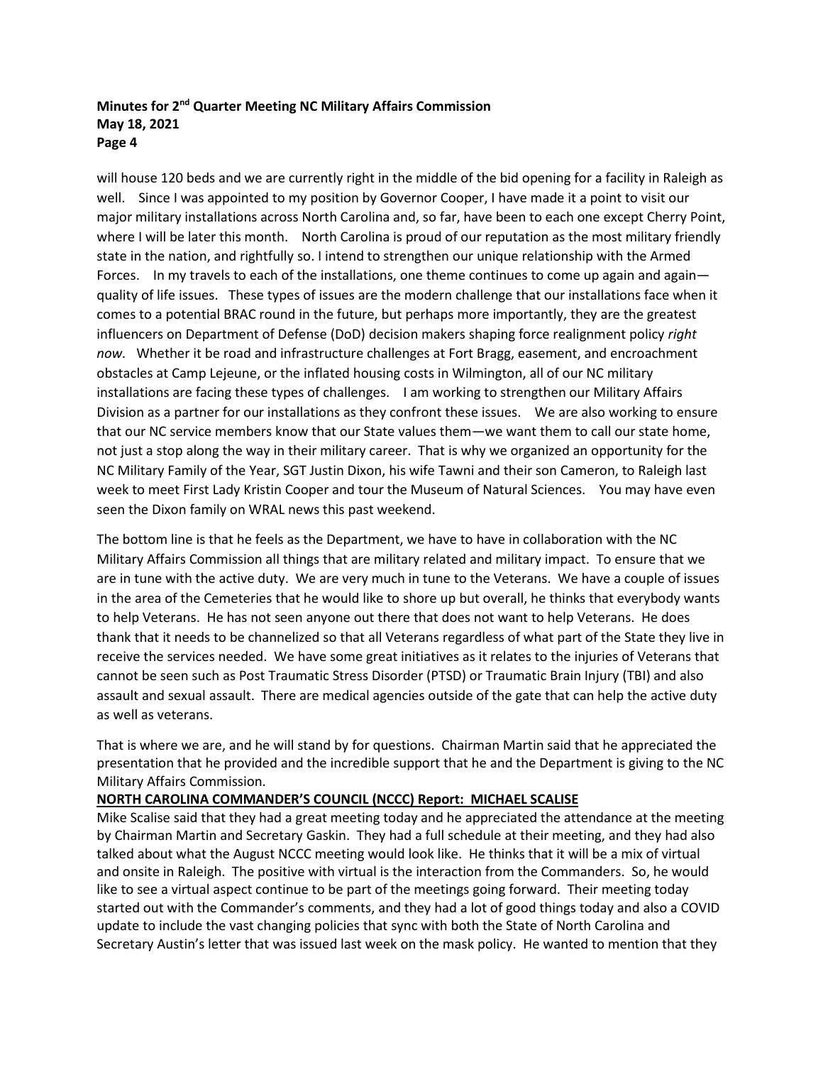will house 120 beds and we are currently right in the middle of the bid opening for a facility in Raleigh as well. Since I was appointed to my position by Governor Cooper, I have made it a point to visit our major military installations across North Carolina and, so far, have been to each one except Cherry Point, where I will be later this month. North Carolina is proud of our reputation as the most military friendly state in the nation, and rightfully so. I intend to strengthen our unique relationship with the Armed Forces. In my travels to each of the installations, one theme continues to come up again and again—quality of life issues. These types of issues are the modern challenge that our installations face when it comes to a potential BRAC round in the future, but perhaps more importantly, they are the greatest influencers on Department of Defense (DoD) decision makers shaping force realignment policy *right now.* Whether it be road and infrastructure challenges at Fort Bragg, easement, and encroachment obstacles at Camp Lejeune, or the inflated housing costs in Wilmington, all of our NC military installations are facing these types of challenges. I am working to strengthen our Military Affairs Division as a partner for our installations as they confront these issues. We are also working to ensure that our NC service members know that our State values them—we want them to call our state home, not just a stop along the way in their military career. That is why we organized an opportunity for the NC Military Family of the Year, SGT Justin Dixon, his wife Tawni and their son Cameron, to Raleigh last week to meet First Lady Kristin Cooper and tour the Museum of Natural Sciences. You may have even seen the Dixon family on WRAL news this past weekend.

The bottom line is that he feels as the Department, we have to have in collaboration with the NC Military Affairs Commission all things that are military related and military impact. To ensure that we are in tune with the active duty. We are very much in tune to the Veterans. We have a couple of issues in the area of the Cemeteries that he would like to shore up but overall, he thinks that everybody wants to help Veterans. He has not seen anyone out there that does not want to help Veterans. He does thank that it needs to be channelized so that all Veterans regardless of what part of the State they live in receive the services needed. We have some great initiatives as it relates to the injuries of Veterans that cannot be seen such as Post Traumatic Stress Disorder (PTSD) or Traumatic Brain Injury (TBI) and also assault and sexual assault. There are medical agencies outside of the gate that can help the active duty as well as veterans.

That is where we are, and he will stand by for questions. Chairman Martin said that he appreciated the presentation that he provided and the incredible support that he and the Department is giving to the NC Military Affairs Commission.

**NORTH CAROLINA COMMANDER'S COUNCIL (NCCC) Report: MICHAEL SCALISE**

Mike Scalise said that they had a great meeting today and he appreciated the attendance at the meeting by Chairman Martin and Secretary Gaskin. They had a full schedule at their meeting, and they had also talked about what the August NCCC meeting would look like. He thinks that it will be a mix of virtual and onsite in Raleigh. The positive with virtual is the interaction from the Commanders. So, he would like to see a virtual aspect continue to be part of the meetings going forward. Their meeting today started out with the Commander's comments, and they had a lot of good things today and also a COVID update to include the vast changing policies that sync with both the State of North Carolina and Secretary Austin's letter that was issued last week on the mask policy. He wanted to mention that they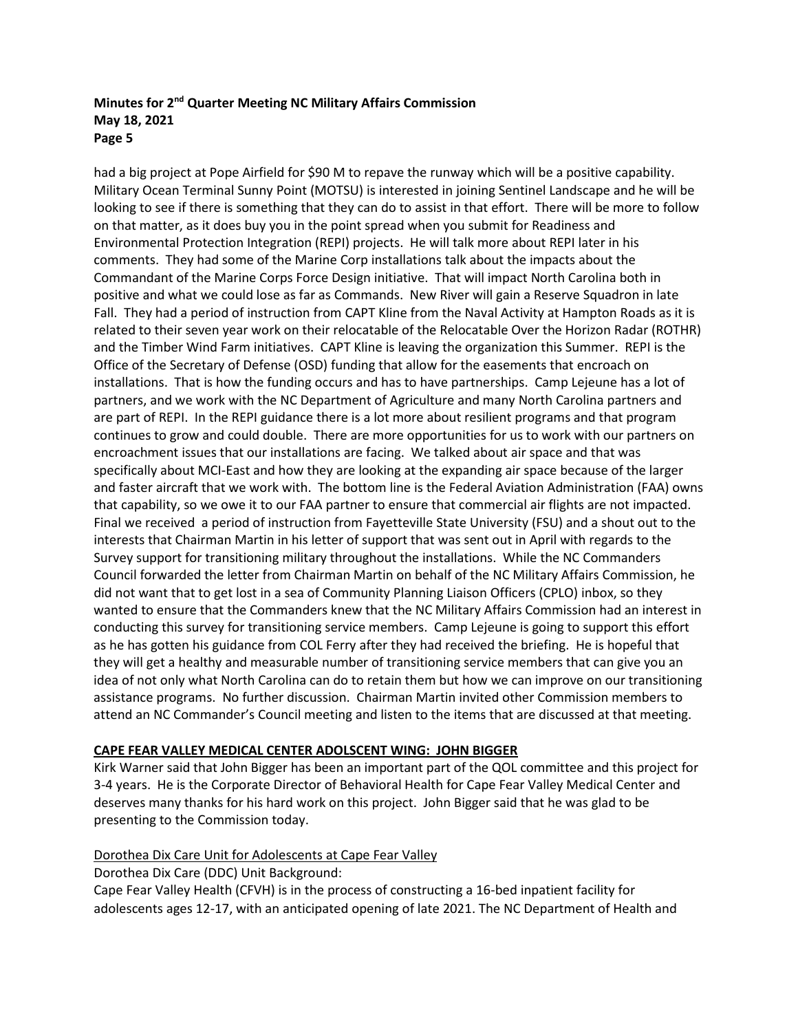had a big project at Pope Airfield for $90 M to repave the runway which will be a positive capability. Military Ocean Terminal Sunny Point (MOTSU) is interested in joining Sentinel Landscape and he will be looking to see if there is something that they can do to assist in that effort. There will be more to follow on that matter, as it does buy you in the point spread when you submit for Readiness and Environmental Protection Integration (REPI) projects. He will talk more about REPI later in his comments. They had some of the Marine Corp installations talk about the impacts about the Commandant of the Marine Corps Force Design initiative. That will impact North Carolina both in positive and what we could lose as far as Commands. New River will gain a Reserve Squadron in late Fall. They had a period of instruction from CAPT Kline from the Naval Activity at Hampton Roads as it is related to their seven year work on their relocatable of the Relocatable Over the Horizon Radar (ROTHR) and the Timber Wind Farm initiatives. CAPT Kline is leaving the organization this Summer. REPI is the Office of the Secretary of Defense (OSD) funding that allow for the easements that encroach on installations. That is how the funding occurs and has to have partnerships. Camp Lejeune has a lot of partners, and we work with the NC Department of Agriculture and many North Carolina partners and are part of REPI. In the REPI guidance there is a lot more about resilient programs and that program continues to grow and could double. There are more opportunities for us to work with our partners on encroachment issues that our installations are facing. We talked about air space and that was specifically about MCI-East and how they are looking at the expanding air space because of the larger and faster aircraft that we work with. The bottom line is the Federal Aviation Administration (FAA) owns that capability, so we owe it to our FAA partner to ensure that commercial air flights are not impacted. Final we received a period of instruction from Fayetteville State University (FSU) and a shout out to the interests that Chairman Martin in his letter of support that was sent out in April with regards to the Survey support for transitioning military throughout the installations. While the NC Commanders Council forwarded the letter from Chairman Martin on behalf of the NC Military Affairs Commission, he did not want that to get lost in a sea of Community Planning Liaison Officers (CPLO) inbox, so they wanted to ensure that the Commanders knew that the NC Military Affairs Commission had an interest in conducting this survey for transitioning service members. Camp Lejeune is going to support this effort as he has gotten his guidance from COL Ferry after they had received the briefing. He is hopeful that they will get a healthy and measurable number of transitioning service members that can give you an idea of not only what North Carolina can do to retain them but how we can improve on our transitioning assistance programs. No further discussion. Chairman Martin invited other Commission members to attend an NC Commander's Council meeting and listen to the items that are discussed at that meeting.

**CAPE FEAR VALLEY MEDICAL CENTER ADOLSCENT WING: JOHN BIGGER**

Kirk Warner said that John Bigger has been an important part of the QOL committee and this project for 3-4 years. He is the Corporate Director of Behavioral Health for Cape Fear Valley Medical Center and deserves many thanks for his hard work on this project. John Bigger said that he was glad to be presenting to the Commission today.

Dorothea Dix Care Unit for Adolescents at Cape Fear Valley

Dorothea Dix Care (DDC) Unit Background:

Cape Fear Valley Health (CFVH) is in the process of constructing a 16-bed inpatient facility for adolescents ages 12-17, with an anticipated opening of late 2021. The NC Department of Health and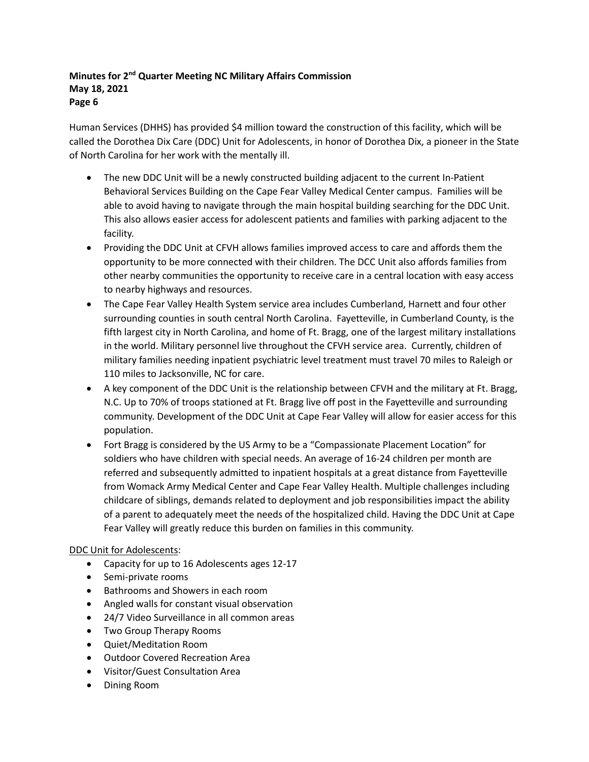Human Services (DHHS) has provided $4 million toward the construction of this facility, which will be called the Dorothea Dix Care (DDC) Unit for Adolescents, in honor of Dorothea Dix, a pioneer in the State of North Carolina for her work with the mentally ill.

- The new DDC Unit will be a newly constructed building adjacent to the current In-Patient Behavioral Services Building on the Cape Fear Valley Medical Center campus. Families will be able to avoid having to navigate through the main hospital building searching for the DDC Unit. This also allows easier access for adolescent patients and families with parking adjacent to the facility.
- Providing the DDC Unit at CFVH allows families improved access to care and affords them the opportunity to be more connected with their children. The DCC Unit also affords families from other nearby communities the opportunity to receive care in a central location with easy access to nearby highways and resources.
- The Cape Fear Valley Health System service area includes Cumberland, Harnett and four other surrounding counties in south central North Carolina. Fayetteville, in Cumberland County, is the fifth largest city in North Carolina, and home of Ft. Bragg, one of the largest military installations in the world. Military personnel live throughout the CFVH service area. Currently, children of military families needing inpatient psychiatric level treatment must travel 70 miles to Raleigh or 110 miles to Jacksonville, NC for care.
- A key component of the DDC Unit is the relationship between CFVH and the military at Ft. Bragg, N.C. Up to 70% of troops stationed at Ft. Bragg live off post in the Fayetteville and surrounding community. Development of the DDC Unit at Cape Fear Valley will allow for easier access for this population.
- Fort Bragg is considered by the US Army to be a "Compassionate Placement Location" for soldiers who have children with special needs. An average of 16-24 children per month are referred and subsequently admitted to inpatient hospitals at a great distance from Fayetteville from Womack Army Medical Center and Cape Fear Valley Health. Multiple challenges including childcare of siblings, demands related to deployment and job responsibilities impact the ability of a parent to adequately meet the needs of the hospitalized child. Having the DDC Unit at Cape Fear Valley will greatly reduce this burden on families in this community.

<u>DDC Unit for Adolescents</u>:

- Capacity for up to 16 Adolescents ages 12-17
- Semi-private rooms
- Bathrooms and Showers in each room
- Angled walls for constant visual observation
- 24/7 Video Surveillance in all common areas
- Two Group Therapy Rooms
- Quiet/Meditation Room
- Outdoor Covered Recreation Area
- Visitor/Guest Consultation Area
- Dining Room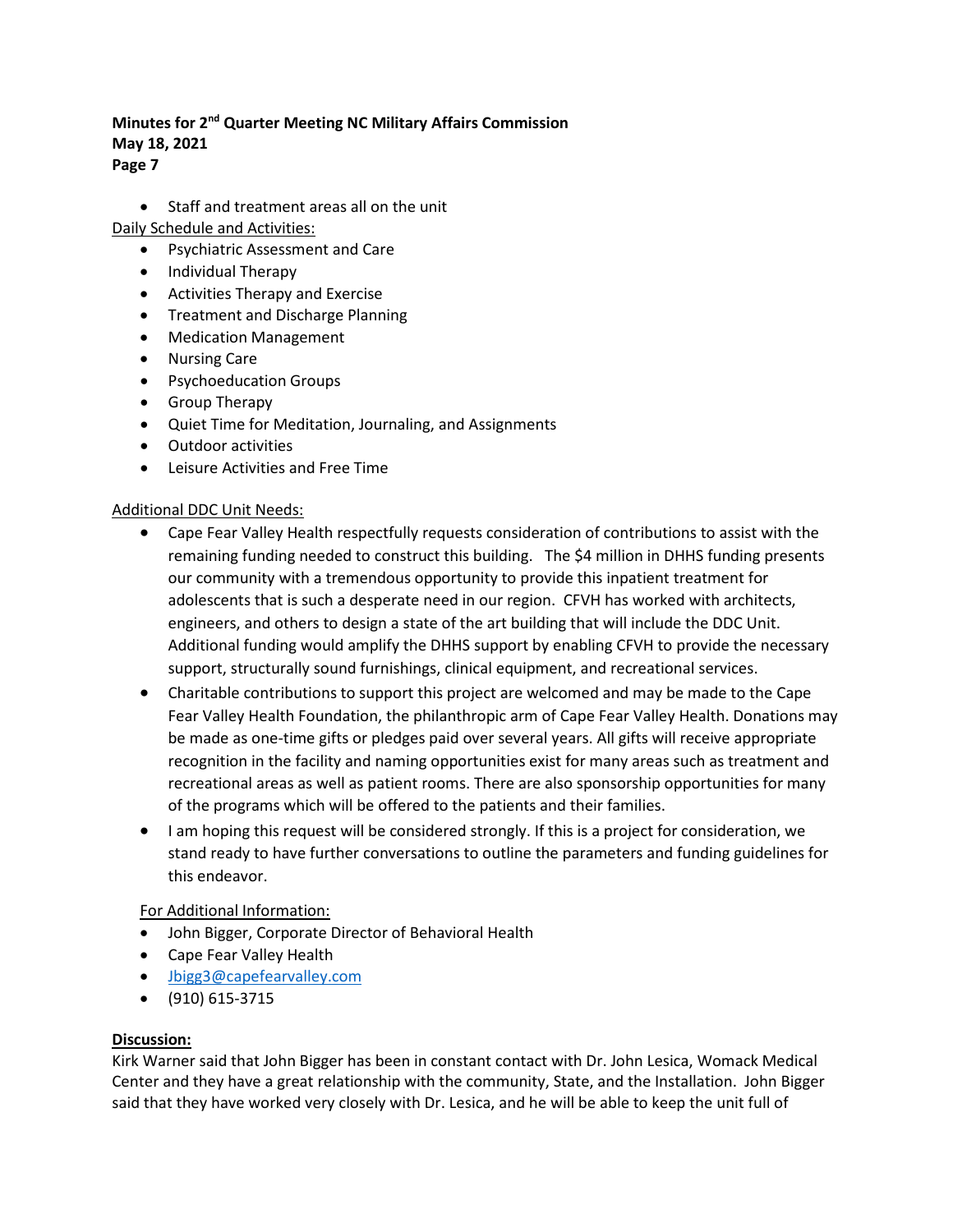- Staff and treatment areas all on the unit

Daily Schedule and Activities:

- Psychiatric Assessment and Care
- Individual Therapy
- Activities Therapy and Exercise
- Treatment and Discharge Planning
- Medication Management
- Nursing Care
- Psychoeducation Groups
- Group Therapy
- Quiet Time for Meditation, Journaling, and Assignments
- Outdoor activities
- Leisure Activities and Free Time

Additional DDC Unit Needs:

- Cape Fear Valley Health respectfully requests consideration of contributions to assist with the remaining funding needed to construct this building. The $4 million in DHHS funding presents our community with a tremendous opportunity to provide this inpatient treatment for adolescents that is such a desperate need in our region. CFVH has worked with architects, engineers, and others to design a state of the art building that will include the DDC Unit. Additional funding would amplify the DHHS support by enabling CFVH to provide the necessary support, structurally sound furnishings, clinical equipment, and recreational services.
- Charitable contributions to support this project are welcomed and may be made to the Cape Fear Valley Health Foundation, the philanthropic arm of Cape Fear Valley Health. Donations may be made as one-time gifts or pledges paid over several years. All gifts will receive appropriate recognition in the facility and naming opportunities exist for many areas such as treatment and recreational areas as well as patient rooms. There are also sponsorship opportunities for many of the programs which will be offered to the patients and their families.
- I am hoping this request will be considered strongly. If this is a project for consideration, we stand ready to have further conversations to outline the parameters and funding guidelines for this endeavor.

For Additional Information:

- John Bigger, Corporate Director of Behavioral Health
- Cape Fear Valley Health
- Jbigg3@capefearvalley.com
- (910) 615-3715

**Discussion:**

Kirk Warner said that John Bigger has been in constant contact with Dr. John Lesica, Womack Medical Center and they have a great relationship with the community, State, and the Installation. John Bigger said that they have worked very closely with Dr. Lesica, and he will be able to keep the unit full of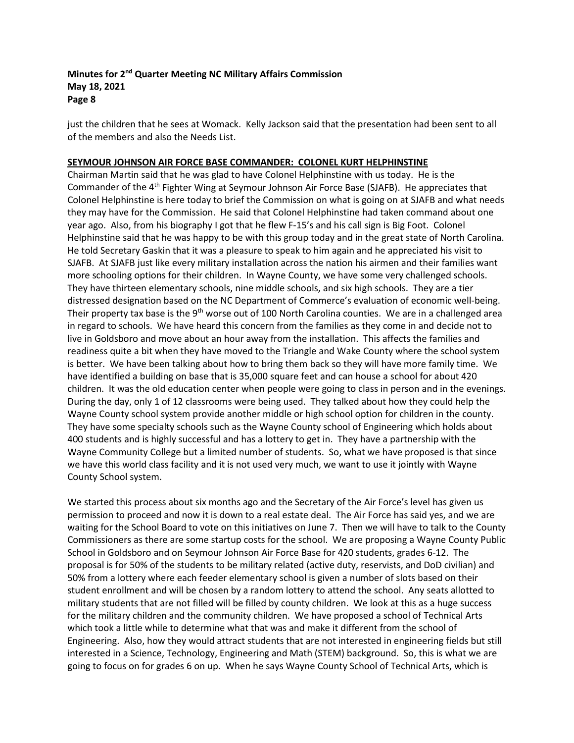just the children that he sees at Womack. Kelly Jackson said that the presentation had been sent to all of the members and also the Needs List.

**SEYMOUR JOHNSON AIR FORCE BASE COMMANDER: COLONEL KURT HELPHINSTINE**

Chairman Martin said that he was glad to have Colonel Helphinstine with us today. He is the Commander of the 4th Fighter Wing at Seymour Johnson Air Force Base (SJAFB). He appreciates that Colonel Helphinstine is here today to brief the Commission on what is going on at SJAFB and what needs they may have for the Commission. He said that Colonel Helphinstine had taken command about one year ago. Also, from his biography I got that he flew F-15's and his call sign is Big Foot. Colonel Helphinstine said that he was happy to be with this group today and in the great state of North Carolina. He told Secretary Gaskin that it was a pleasure to speak to him again and he appreciated his visit to SJAFB. At SJAFB just like every military installation across the nation his airmen and their families want more schooling options for their children. In Wayne County, we have some very challenged schools. They have thirteen elementary schools, nine middle schools, and six high schools. They are a tier distressed designation based on the NC Department of Commerce's evaluation of economic well-being. Their property tax base is the 9th worse out of 100 North Carolina counties. We are in a challenged area in regard to schools. We have heard this concern from the families as they come in and decide not to live in Goldsboro and move about an hour away from the installation. This affects the families and readiness quite a bit when they have moved to the Triangle and Wake County where the school system is better. We have been talking about how to bring them back so they will have more family time. We have identified a building on base that is 35,000 square feet and can house a school for about 420 children. It was the old education center when people were going to class in person and in the evenings. During the day, only 1 of 12 classrooms were being used. They talked about how they could help the Wayne County school system provide another middle or high school option for children in the county. They have some specialty schools such as the Wayne County school of Engineering which holds about 400 students and is highly successful and has a lottery to get in. They have a partnership with the Wayne Community College but a limited number of students. So, what we have proposed is that since we have this world class facility and it is not used very much, we want to use it jointly with Wayne County School system.

We started this process about six months ago and the Secretary of the Air Force's level has given us permission to proceed and now it is down to a real estate deal. The Air Force has said yes, and we are waiting for the School Board to vote on this initiatives on June 7. Then we will have to talk to the County Commissioners as there are some startup costs for the school. We are proposing a Wayne County Public School in Goldsboro and on Seymour Johnson Air Force Base for 420 students, grades 6-12. The proposal is for 50% of the students to be military related (active duty, reservists, and DoD civilian) and 50% from a lottery where each feeder elementary school is given a number of slots based on their student enrollment and will be chosen by a random lottery to attend the school. Any seats allotted to military students that are not filled will be filled by county children. We look at this as a huge success for the military children and the community children. We have proposed a school of Technical Arts which took a little while to determine what that was and make it different from the school of Engineering. Also, how they would attract students that are not interested in engineering fields but still interested in a Science, Technology, Engineering and Math (STEM) background. So, this is what we are going to focus on for grades 6 on up. When he says Wayne County School of Technical Arts, which is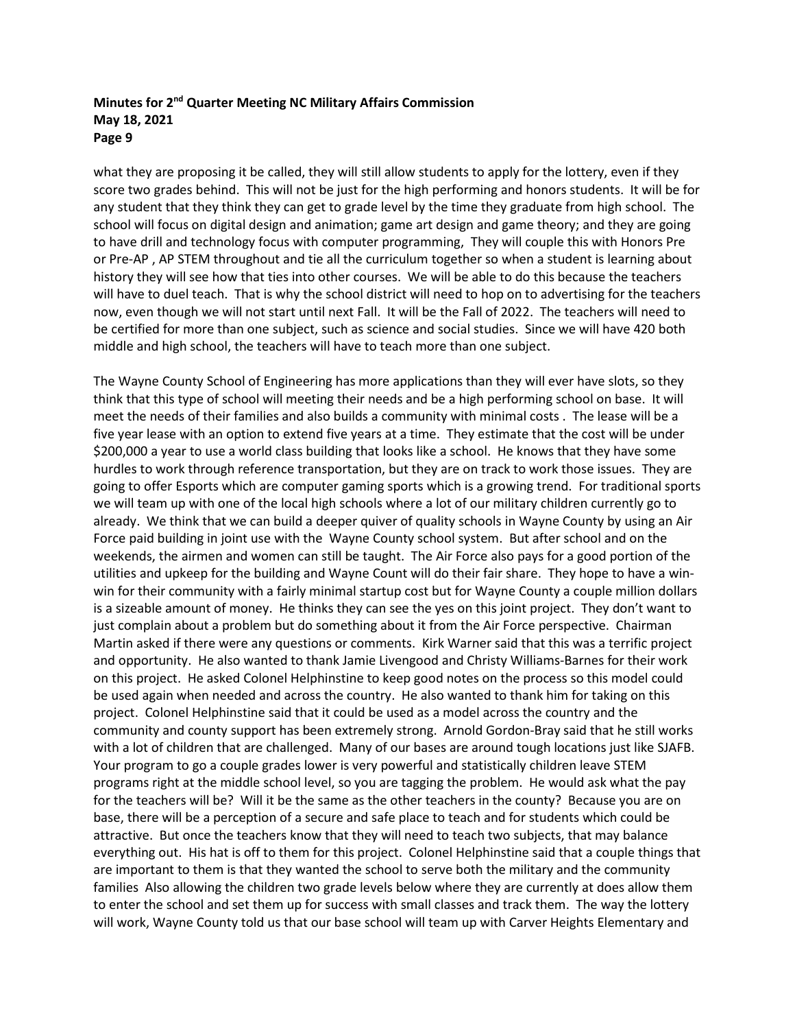what they are proposing it be called, they will still allow students to apply for the lottery, even if they score two grades behind. This will not be just for the high performing and honors students. It will be for any student that they think they can get to grade level by the time they graduate from high school. The school will focus on digital design and animation; game art design and game theory; and they are going to have drill and technology focus with computer programming, They will couple this with Honors Pre or Pre-AP , AP STEM throughout and tie all the curriculum together so when a student is learning about history they will see how that ties into other courses. We will be able to do this because the teachers will have to duel teach. That is why the school district will need to hop on to advertising for the teachers now, even though we will not start until next Fall. It will be the Fall of 2022. The teachers will need to be certified for more than one subject, such as science and social studies. Since we will have 420 both middle and high school, the teachers will have to teach more than one subject.

The Wayne County School of Engineering has more applications than they will ever have slots, so they think that this type of school will meeting their needs and be a high performing school on base. It will meet the needs of their families and also builds a community with minimal costs . The lease will be a five year lease with an option to extend five years at a time. They estimate that the cost will be under $200,000 a year to use a world class building that looks like a school. He knows that they have some hurdles to work through reference transportation, but they are on track to work those issues. They are going to offer Esports which are computer gaming sports which is a growing trend. For traditional sports we will team up with one of the local high schools where a lot of our military children currently go to already. We think that we can build a deeper quiver of quality schools in Wayne County by using an Air Force paid building in joint use with the Wayne County school system. But after school and on the weekends, the airmen and women can still be taught. The Air Force also pays for a good portion of the utilities and upkeep for the building and Wayne Count will do their fair share. They hope to have a win-win for their community with a fairly minimal startup cost but for Wayne County a couple million dollars is a sizeable amount of money. He thinks they can see the yes on this joint project. They don't want to just complain about a problem but do something about it from the Air Force perspective. Chairman Martin asked if there were any questions or comments. Kirk Warner said that this was a terrific project and opportunity. He also wanted to thank Jamie Livengood and Christy Williams-Barnes for their work on this project. He asked Colonel Helphinstine to keep good notes on the process so this model could be used again when needed and across the country. He also wanted to thank him for taking on this project. Colonel Helphinstine said that it could be used as a model across the country and the community and county support has been extremely strong. Arnold Gordon-Bray said that he still works with a lot of children that are challenged. Many of our bases are around tough locations just like SJAFB. Your program to go a couple grades lower is very powerful and statistically children leave STEM programs right at the middle school level, so you are tagging the problem. He would ask what the pay for the teachers will be? Will it be the same as the other teachers in the county? Because you are on base, there will be a perception of a secure and safe place to teach and for students which could be attractive. But once the teachers know that they will need to teach two subjects, that may balance everything out. His hat is off to them for this project. Colonel Helphinstine said that a couple things that are important to them is that they wanted the school to serve both the military and the community families Also allowing the children two grade levels below where they are currently at does allow them to enter the school and set them up for success with small classes and track them. The way the lottery will work, Wayne County told us that our base school will team up with Carver Heights Elementary and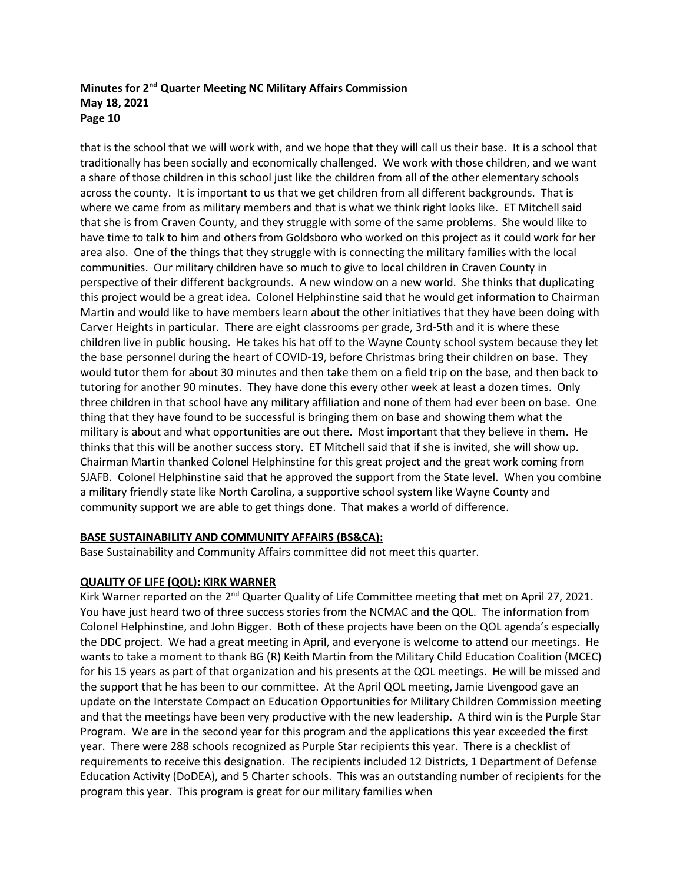that is the school that we will work with, and we hope that they will call us their base. It is a school that traditionally has been socially and economically challenged. We work with those children, and we want a share of those children in this school just like the children from all of the other elementary schools across the county. It is important to us that we get children from all different backgrounds. That is where we came from as military members and that is what we think right looks like. ET Mitchell said that she is from Craven County, and they struggle with some of the same problems. She would like to have time to talk to him and others from Goldsboro who worked on this project as it could work for her area also. One of the things that they struggle with is connecting the military families with the local communities. Our military children have so much to give to local children in Craven County in perspective of their different backgrounds. A new window on a new world. She thinks that duplicating this project would be a great idea. Colonel Helphinstine said that he would get information to Chairman Martin and would like to have members learn about the other initiatives that they have been doing with Carver Heights in particular. There are eight classrooms per grade, 3rd-5th and it is where these children live in public housing. He takes his hat off to the Wayne County school system because they let the base personnel during the heart of COVID-19, before Christmas bring their children on base. They would tutor them for about 30 minutes and then take them on a field trip on the base, and then back to tutoring for another 90 minutes. They have done this every other week at least a dozen times. Only three children in that school have any military affiliation and none of them had ever been on base. One thing that they have found to be successful is bringing them on base and showing them what the military is about and what opportunities are out there. Most important that they believe in them. He thinks that this will be another success story. ET Mitchell said that if she is invited, she will show up. Chairman Martin thanked Colonel Helphinstine for this great project and the great work coming from SJAFB. Colonel Helphinstine said that he approved the support from the State level. When you combine a military friendly state like North Carolina, a supportive school system like Wayne County and community support we are able to get things done. That makes a world of difference.

**BASE SUSTAINABILITY AND COMMUNITY AFFAIRS (BS&CA):**

Base Sustainability and Community Affairs committee did not meet this quarter.

**QUALITY OF LIFE (QOL): KIRK WARNER**

Kirk Warner reported on the 2nd Quarter Quality of Life Committee meeting that met on April 27, 2021. You have just heard two of three success stories from the NCMAC and the QOL. The information from Colonel Helphinstine, and John Bigger. Both of these projects have been on the QOL agenda's especially the DDC project. We had a great meeting in April, and everyone is welcome to attend our meetings. He wants to take a moment to thank BG (R) Keith Martin from the Military Child Education Coalition (MCEC) for his 15 years as part of that organization and his presents at the QOL meetings. He will be missed and the support that he has been to our committee. At the April QOL meeting, Jamie Livengood gave an update on the Interstate Compact on Education Opportunities for Military Children Commission meeting and that the meetings have been very productive with the new leadership. A third win is the Purple Star Program. We are in the second year for this program and the applications this year exceeded the first year. There were 288 schools recognized as Purple Star recipients this year. There is a checklist of requirements to receive this designation. The recipients included 12 Districts, 1 Department of Defense Education Activity (DoDEA), and 5 Charter schools. This was an outstanding number of recipients for the program this year. This program is great for our military families when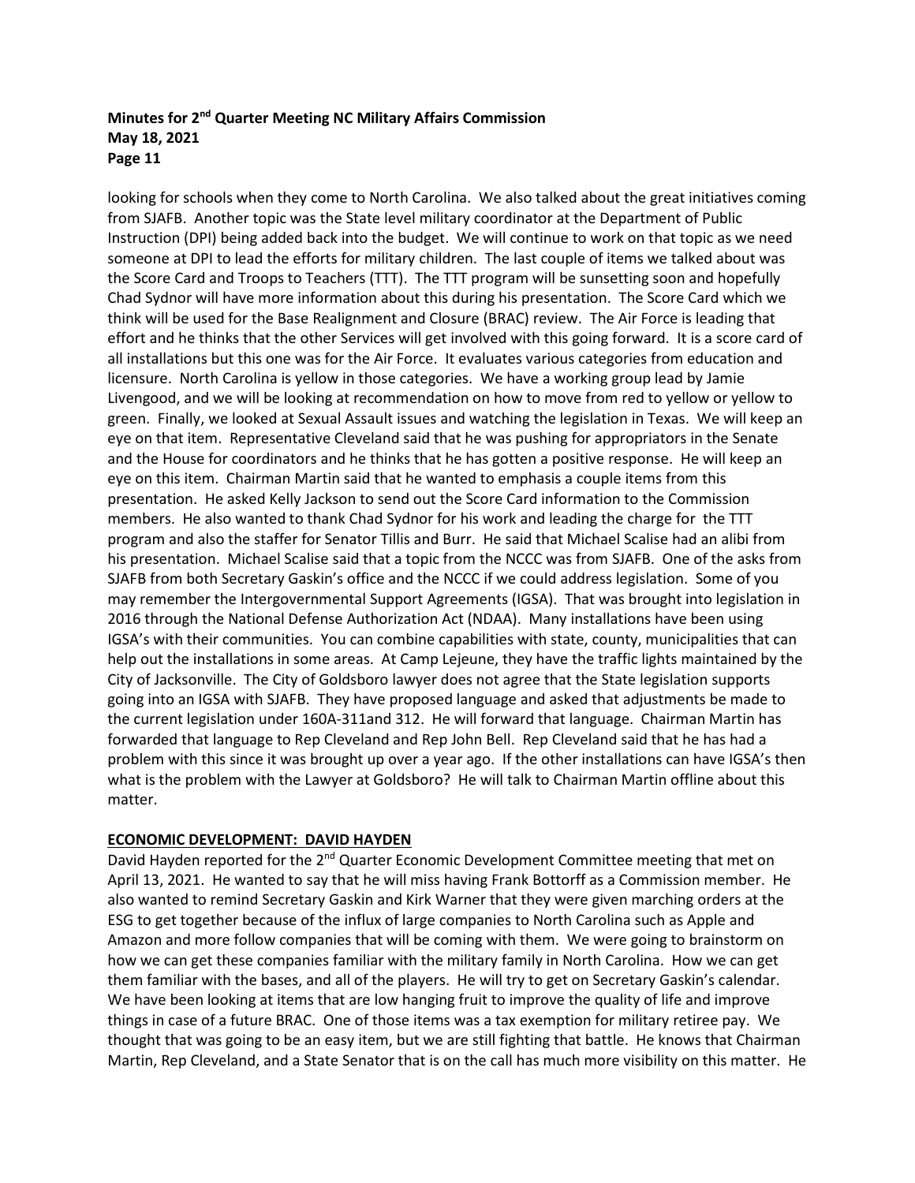looking for schools when they come to North Carolina. We also talked about the great initiatives coming from SJAFB. Another topic was the State level military coordinator at the Department of Public Instruction (DPI) being added back into the budget. We will continue to work on that topic as we need someone at DPI to lead the efforts for military children. The last couple of items we talked about was the Score Card and Troops to Teachers (TTT). The TTT program will be sunsetting soon and hopefully Chad Sydnor will have more information about this during his presentation. The Score Card which we think will be used for the Base Realignment and Closure (BRAC) review. The Air Force is leading that effort and he thinks that the other Services will get involved with this going forward. It is a score card of all installations but this one was for the Air Force. It evaluates various categories from education and licensure. North Carolina is yellow in those categories. We have a working group lead by Jamie Livengood, and we will be looking at recommendation on how to move from red to yellow or yellow to green. Finally, we looked at Sexual Assault issues and watching the legislation in Texas. We will keep an eye on that item. Representative Cleveland said that he was pushing for appropriators in the Senate and the House for coordinators and he thinks that he has gotten a positive response. He will keep an eye on this item. Chairman Martin said that he wanted to emphasis a couple items from this presentation. He asked Kelly Jackson to send out the Score Card information to the Commission members. He also wanted to thank Chad Sydnor for his work and leading the charge for the TTT program and also the staffer for Senator Tillis and Burr. He said that Michael Scalise had an alibi from his presentation. Michael Scalise said that a topic from the NCCC was from SJAFB. One of the asks from SJAFB from both Secretary Gaskin's office and the NCCC if we could address legislation. Some of you may remember the Intergovernmental Support Agreements (IGSA). That was brought into legislation in 2016 through the National Defense Authorization Act (NDAA). Many installations have been using IGSA's with their communities. You can combine capabilities with state, county, municipalities that can help out the installations in some areas. At Camp Lejeune, they have the traffic lights maintained by the City of Jacksonville. The City of Goldsboro lawyer does not agree that the State legislation supports going into an IGSA with SJAFB. They have proposed language and asked that adjustments be made to the current legislation under 160A-311and 312. He will forward that language. Chairman Martin has forwarded that language to Rep Cleveland and Rep John Bell. Rep Cleveland said that he has had a problem with this since it was brought up over a year ago. If the other installations can have IGSA's then what is the problem with the Lawyer at Goldsboro? He will talk to Chairman Martin offline about this matter.

## ECONOMIC DEVELOPMENT: DAVID HAYDEN

David Hayden reported for the 2nd Quarter Economic Development Committee meeting that met on April 13, 2021. He wanted to say that he will miss having Frank Bottorff as a Commission member. He also wanted to remind Secretary Gaskin and Kirk Warner that they were given marching orders at the ESG to get together because of the influx of large companies to North Carolina such as Apple and Amazon and more follow companies that will be coming with them. We were going to brainstorm on how we can get these companies familiar with the military family in North Carolina. How we can get them familiar with the bases, and all of the players. He will try to get on Secretary Gaskin's calendar. We have been looking at items that are low hanging fruit to improve the quality of life and improve things in case of a future BRAC. One of those items was a tax exemption for military retiree pay. We thought that was going to be an easy item, but we are still fighting that battle. He knows that Chairman Martin, Rep Cleveland, and a State Senator that is on the call has much more visibility on this matter. He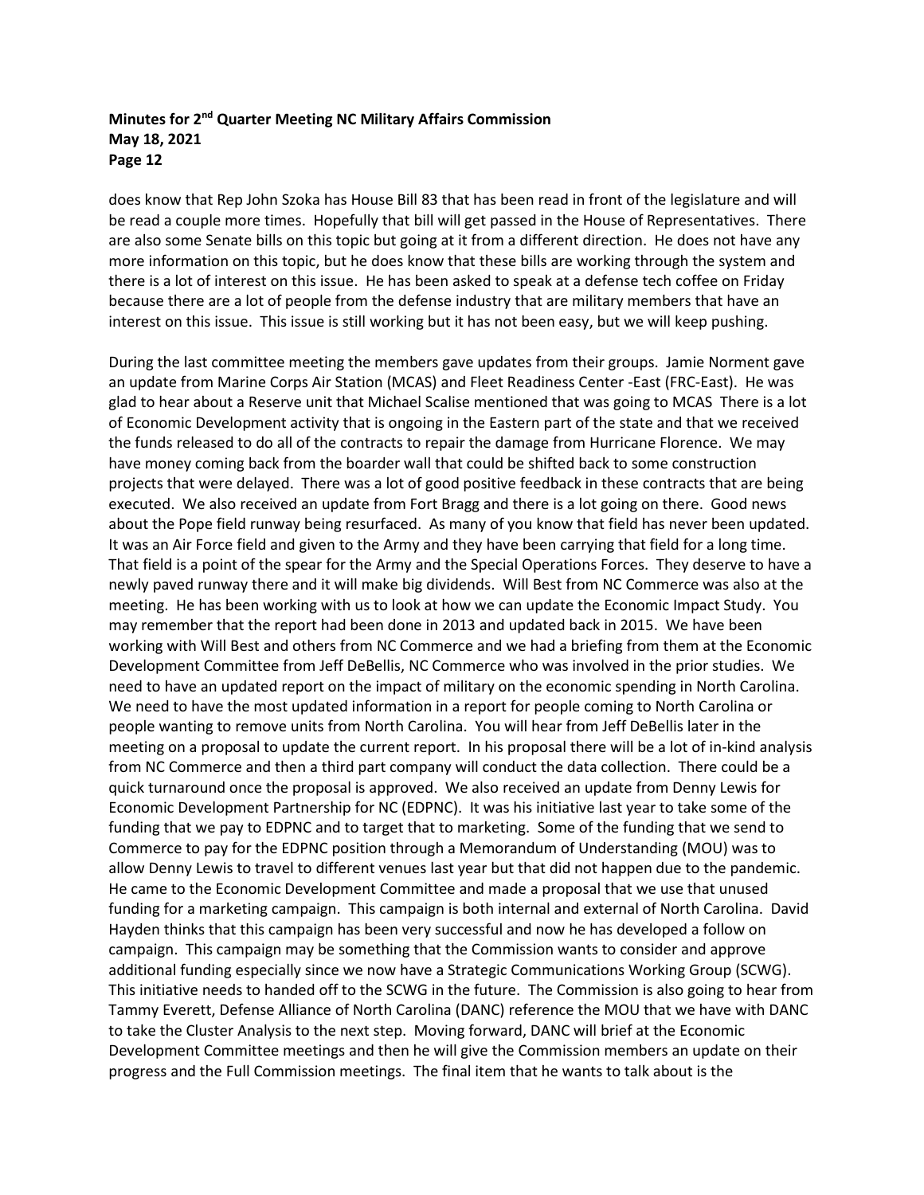does know that Rep John Szoka has House Bill 83 that has been read in front of the legislature and will be read a couple more times. Hopefully that bill will get passed in the House of Representatives. There are also some Senate bills on this topic but going at it from a different direction. He does not have any more information on this topic, but he does know that these bills are working through the system and there is a lot of interest on this issue. He has been asked to speak at a defense tech coffee on Friday because there are a lot of people from the defense industry that are military members that have an interest on this issue. This issue is still working but it has not been easy, but we will keep pushing.

During the last committee meeting the members gave updates from their groups. Jamie Norment gave an update from Marine Corps Air Station (MCAS) and Fleet Readiness Center -East (FRC-East). He was glad to hear about a Reserve unit that Michael Scalise mentioned that was going to MCAS There is a lot of Economic Development activity that is ongoing in the Eastern part of the state and that we received the funds released to do all of the contracts to repair the damage from Hurricane Florence. We may have money coming back from the boarder wall that could be shifted back to some construction projects that were delayed. There was a lot of good positive feedback in these contracts that are being executed. We also received an update from Fort Bragg and there is a lot going on there. Good news about the Pope field runway being resurfaced. As many of you know that field has never been updated. It was an Air Force field and given to the Army and they have been carrying that field for a long time. That field is a point of the spear for the Army and the Special Operations Forces. They deserve to have a newly paved runway there and it will make big dividends. Will Best from NC Commerce was also at the meeting. He has been working with us to look at how we can update the Economic Impact Study. You may remember that the report had been done in 2013 and updated back in 2015. We have been working with Will Best and others from NC Commerce and we had a briefing from them at the Economic Development Committee from Jeff DeBellis, NC Commerce who was involved in the prior studies. We need to have an updated report on the impact of military on the economic spending in North Carolina. We need to have the most updated information in a report for people coming to North Carolina or people wanting to remove units from North Carolina. You will hear from Jeff DeBellis later in the meeting on a proposal to update the current report. In his proposal there will be a lot of in-kind analysis from NC Commerce and then a third part company will conduct the data collection. There could be a quick turnaround once the proposal is approved. We also received an update from Denny Lewis for Economic Development Partnership for NC (EDPNC). It was his initiative last year to take some of the funding that we pay to EDPNC and to target that to marketing. Some of the funding that we send to Commerce to pay for the EDPNC position through a Memorandum of Understanding (MOU) was to allow Denny Lewis to travel to different venues last year but that did not happen due to the pandemic. He came to the Economic Development Committee and made a proposal that we use that unused funding for a marketing campaign. This campaign is both internal and external of North Carolina. David Hayden thinks that this campaign has been very successful and now he has developed a follow on campaign. This campaign may be something that the Commission wants to consider and approve additional funding especially since we now have a Strategic Communications Working Group (SCWG). This initiative needs to handed off to the SCWG in the future. The Commission is also going to hear from Tammy Everett, Defense Alliance of North Carolina (DANC) reference the MOU that we have with DANC to take the Cluster Analysis to the next step. Moving forward, DANC will brief at the Economic Development Committee meetings and then he will give the Commission members an update on their progress and the Full Commission meetings. The final item that he wants to talk about is the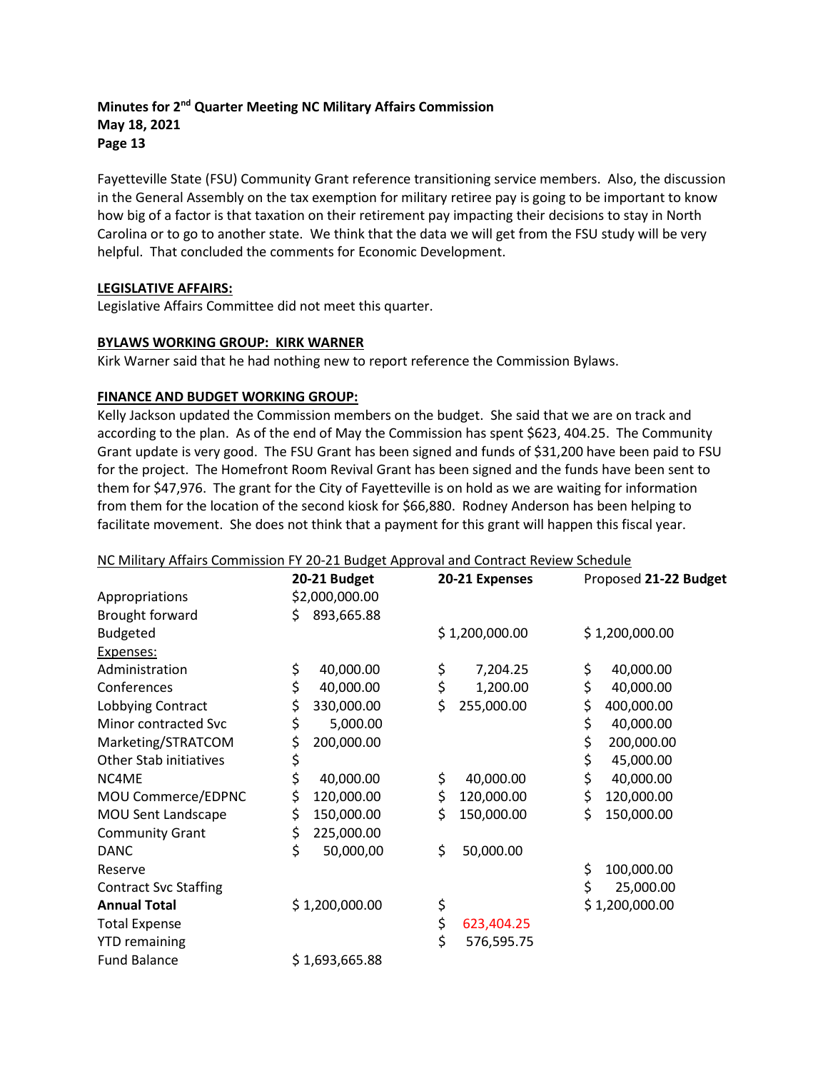**Minutes for 2nd Quarter Meeting NC Military Affairs Commission**
**May 18, 2021**
**Page 13**

Fayetteville State (FSU) Community Grant reference transitioning service members. Also, the discussion in the General Assembly on the tax exemption for military retiree pay is going to be important to know how big of a factor is that taxation on their retirement pay impacting their decisions to stay in North Carolina or to go to another state. We think that the data we will get from the FSU study will be very helpful. That concluded the comments for Economic Development.

**LEGISLATIVE AFFAIRS:**

Legislative Affairs Committee did not meet this quarter.

**BYLAWS WORKING GROUP: KIRK WARNER**

Kirk Warner said that he had nothing new to report reference the Commission Bylaws.

**FINANCE AND BUDGET WORKING GROUP:**

Kelly Jackson updated the Commission members on the budget. She said that we are on track and according to the plan. As of the end of May the Commission has spent $623, 404.25. The Community Grant update is very good. The FSU Grant has been signed and funds of $31,200 have been paid to FSU for the project. The Homefront Room Revival Grant has been signed and the funds have been sent to them for $47,976. The grant for the City of Fayetteville is on hold as we are waiting for information from them for the location of the second kiosk for $66,880. Rodney Anderson has been helping to facilitate movement. She does not think that a payment for this grant will happen this fiscal year.

NC Military Affairs Commission FY 20-21 Budget Approval and Contract Review Schedule

| | **20-21 Budget** | **20-21 Expenses** | Proposed **21-22 Budget** |
|---|---|---|---|
| Appropriations | $2,000,000.00 | | |
| Brought forward | $ 893,665.88 | | |
| Budgeted | | $ 1,200,000.00 | $ 1,200,000.00 |
| Expenses: | | | |
| Administration | $ 40,000.00 | $ 7,204.25 | $ 40,000.00 |
| Conferences | $ 40,000.00 | $ 1,200.00 | $ 40,000.00 |
| Lobbying Contract | $ 330,000.00 | $ 255,000.00 | $ 400,000.00 |
| Minor contracted Svc | $ 5,000.00 | | $ 40,000.00 |
| Marketing/STRATCOM | $ 200,000.00 | | $ 200,000.00 |
| Other Stab initiatives | $ | | $ 45,000.00 |
| NC4ME | $ 40,000.00 | $ 40,000.00 | $ 40,000.00 |
| MOU Commerce/EDPNC | $ 120,000.00 | $ 120,000.00 | $ 120,000.00 |
| MOU Sent Landscape | $ 150,000.00 | $ 150,000.00 | $ 150,000.00 |
| Community Grant | $ 225,000.00 | | |
| DANC | $ 50,000,00 | $ 50,000.00 | |
| Reserve | | | $ 100,000.00 |
| Contract Svc Staffing | | | $ 25,000.00 |
| **Annual Total** | $ 1,200,000.00 | $ | $ 1,200,000.00 |
| Total Expense | | $ 623,404.25 | |
| YTD remaining | | $ 576,595.75 | |
| Fund Balance | $ 1,693,665.88 | | |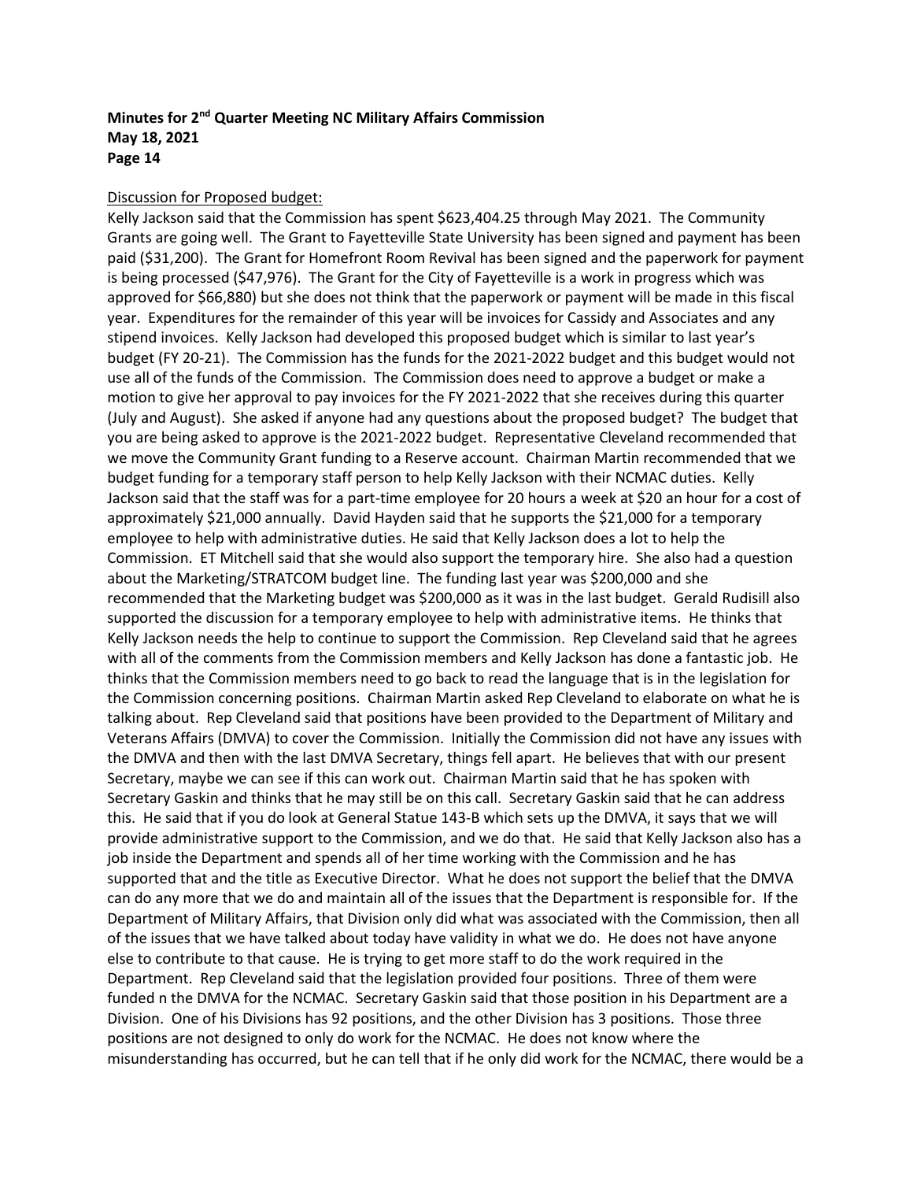Discussion for Proposed budget:

Kelly Jackson said that the Commission has spent $623,404.25 through May 2021. The Community Grants are going well. The Grant to Fayetteville State University has been signed and payment has been paid ($31,200). The Grant for Homefront Room Revival has been signed and the paperwork for payment is being processed ($47,976). The Grant for the City of Fayetteville is a work in progress which was approved for $66,880) but she does not think that the paperwork or payment will be made in this fiscal year. Expenditures for the remainder of this year will be invoices for Cassidy and Associates and any stipend invoices. Kelly Jackson had developed this proposed budget which is similar to last year's budget (FY 20-21). The Commission has the funds for the 2021-2022 budget and this budget would not use all of the funds of the Commission. The Commission does need to approve a budget or make a motion to give her approval to pay invoices for the FY 2021-2022 that she receives during this quarter (July and August). She asked if anyone had any questions about the proposed budget? The budget that you are being asked to approve is the 2021-2022 budget. Representative Cleveland recommended that we move the Community Grant funding to a Reserve account. Chairman Martin recommended that we budget funding for a temporary staff person to help Kelly Jackson with their NCMAC duties. Kelly Jackson said that the staff was for a part-time employee for 20 hours a week at $20 an hour for a cost of approximately $21,000 annually. David Hayden said that he supports the $21,000 for a temporary employee to help with administrative duties. He said that Kelly Jackson does a lot to help the Commission. ET Mitchell said that she would also support the temporary hire. She also had a question about the Marketing/STRATCOM budget line. The funding last year was $200,000 and she recommended that the Marketing budget was $200,000 as it was in the last budget. Gerald Rudisill also supported the discussion for a temporary employee to help with administrative items. He thinks that Kelly Jackson needs the help to continue to support the Commission. Rep Cleveland said that he agrees with all of the comments from the Commission members and Kelly Jackson has done a fantastic job. He thinks that the Commission members need to go back to read the language that is in the legislation for the Commission concerning positions. Chairman Martin asked Rep Cleveland to elaborate on what he is talking about. Rep Cleveland said that positions have been provided to the Department of Military and Veterans Affairs (DMVA) to cover the Commission. Initially the Commission did not have any issues with the DMVA and then with the last DMVA Secretary, things fell apart. He believes that with our present Secretary, maybe we can see if this can work out. Chairman Martin said that he has spoken with Secretary Gaskin and thinks that he may still be on this call. Secretary Gaskin said that he can address this. He said that if you do look at General Statue 143-B which sets up the DMVA, it says that we will provide administrative support to the Commission, and we do that. He said that Kelly Jackson also has a job inside the Department and spends all of her time working with the Commission and he has supported that and the title as Executive Director. What he does not support the belief that the DMVA can do any more that we do and maintain all of the issues that the Department is responsible for. If the Department of Military Affairs, that Division only did what was associated with the Commission, then all of the issues that we have talked about today have validity in what we do. He does not have anyone else to contribute to that cause. He is trying to get more staff to do the work required in the Department. Rep Cleveland said that the legislation provided four positions. Three of them were funded n the DMVA for the NCMAC. Secretary Gaskin said that those position in his Department are a Division. One of his Divisions has 92 positions, and the other Division has 3 positions. Those three positions are not designed to only do work for the NCMAC. He does not know where the misunderstanding has occurred, but he can tell that if he only did work for the NCMAC, there would be a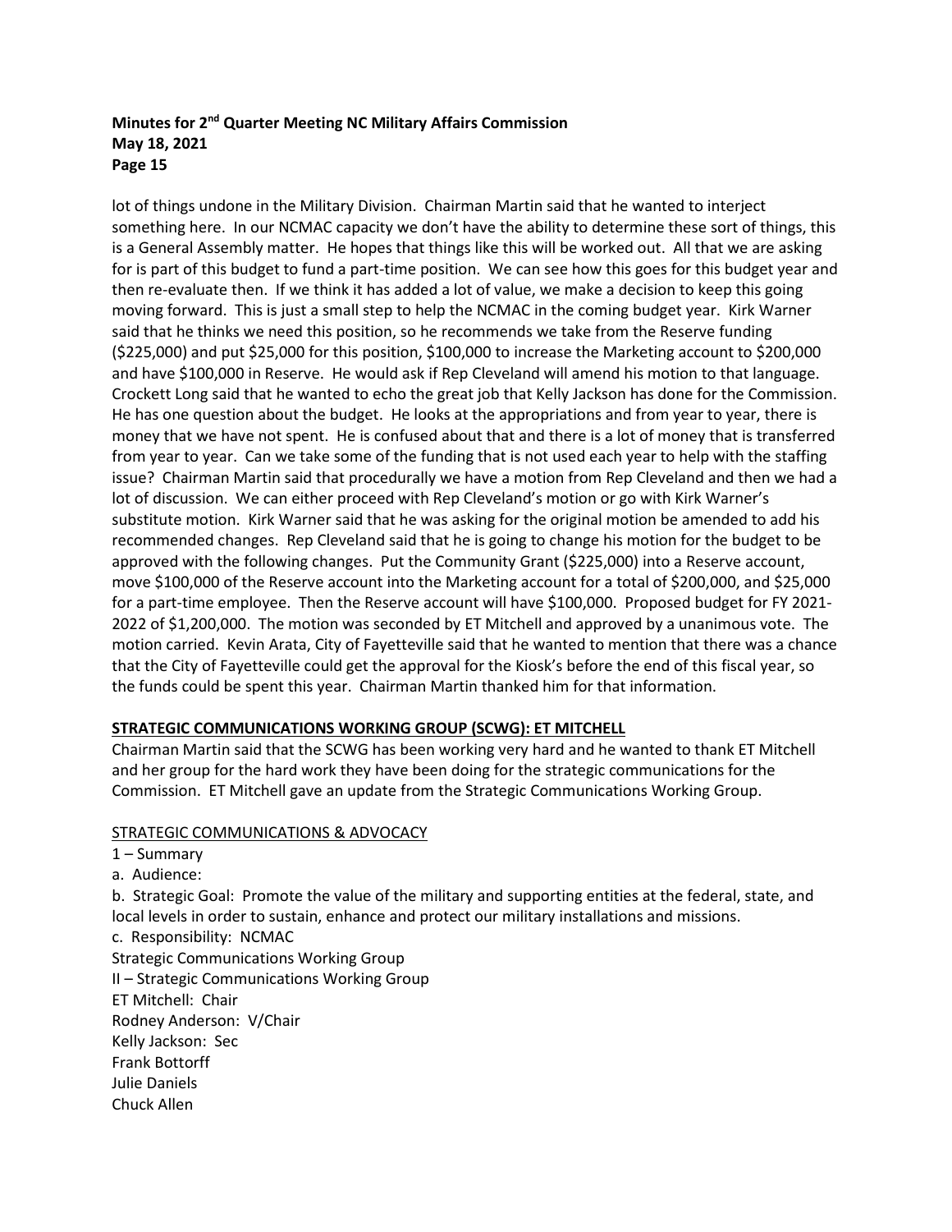lot of things undone in the Military Division. Chairman Martin said that he wanted to interject something here. In our NCMAC capacity we don't have the ability to determine these sort of things, this is a General Assembly matter. He hopes that things like this will be worked out. All that we are asking for is part of this budget to fund a part-time position. We can see how this goes for this budget year and then re-evaluate then. If we think it has added a lot of value, we make a decision to keep this going moving forward. This is just a small step to help the NCMAC in the coming budget year. Kirk Warner said that he thinks we need this position, so he recommends we take from the Reserve funding ($225,000) and put $25,000 for this position, $100,000 to increase the Marketing account to $200,000 and have $100,000 in Reserve. He would ask if Rep Cleveland will amend his motion to that language. Crockett Long said that he wanted to echo the great job that Kelly Jackson has done for the Commission. He has one question about the budget. He looks at the appropriations and from year to year, there is money that we have not spent. He is confused about that and there is a lot of money that is transferred from year to year. Can we take some of the funding that is not used each year to help with the staffing issue? Chairman Martin said that procedurally we have a motion from Rep Cleveland and then we had a lot of discussion. We can either proceed with Rep Cleveland's motion or go with Kirk Warner's substitute motion. Kirk Warner said that he was asking for the original motion be amended to add his recommended changes. Rep Cleveland said that he is going to change his motion for the budget to be approved with the following changes. Put the Community Grant ($225,000) into a Reserve account, move $100,000 of the Reserve account into the Marketing account for a total of $200,000, and $25,000 for a part-time employee. Then the Reserve account will have $100,000. Proposed budget for FY 2021-2022 of $1,200,000. The motion was seconded by ET Mitchell and approved by a unanimous vote. The motion carried. Kevin Arata, City of Fayetteville said that he wanted to mention that there was a chance that the City of Fayetteville could get the approval for the Kiosk's before the end of this fiscal year, so the funds could be spent this year. Chairman Martin thanked him for that information.

## STRATEGIC COMMUNICATIONS WORKING GROUP (SCWG): ET MITCHELL

Chairman Martin said that the SCWG has been working very hard and he wanted to thank ET Mitchell and her group for the hard work they have been doing for the strategic communications for the Commission. ET Mitchell gave an update from the Strategic Communications Working Group.

STRATEGIC COMMUNICATIONS & ADVOCACY

1 – Summary

a. Audience:

b. Strategic Goal: Promote the value of the military and supporting entities at the federal, state, and local levels in order to sustain, enhance and protect our military installations and missions.

c. Responsibility: NCMAC

Strategic Communications Working Group

II – Strategic Communications Working Group

ET Mitchell: Chair

Rodney Anderson: V/Chair

Kelly Jackson: Sec

Frank Bottorff

Julie Daniels

Chuck Allen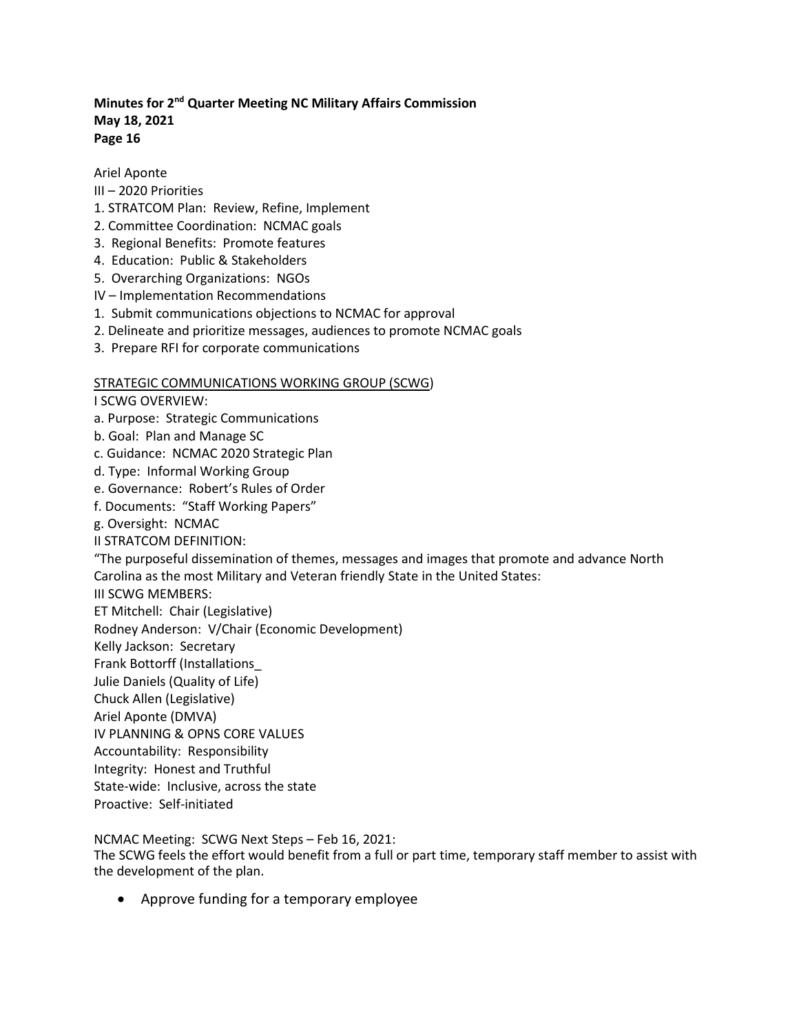Ariel Aponte

III – 2020 Priorities

1. STRATCOM Plan: Review, Refine, Implement
2. Committee Coordination: NCMAC goals
3. Regional Benefits: Promote features
4. Education: Public & Stakeholders
5. Overarching Organizations: NGOs

IV – Implementation Recommendations

1. Submit communications objections to NCMAC for approval
2. Delineate and prioritize messages, audiences to promote NCMAC goals
3. Prepare RFI for corporate communications

<u>STRATEGIC COMMUNICATIONS WORKING GROUP (SCWG)</u>

I SCWG OVERVIEW:

a. Purpose: Strategic Communications
b. Goal: Plan and Manage SC
c. Guidance: NCMAC 2020 Strategic Plan
d. Type: Informal Working Group
e. Governance: Robert's Rules of Order
f. Documents: "Staff Working Papers"
g. Oversight: NCMAC

II STRATCOM DEFINITION:

"The purposeful dissemination of themes, messages and images that promote and advance North Carolina as the most Military and Veteran friendly State in the United States:

III SCWG MEMBERS:

ET Mitchell: Chair (Legislative)
Rodney Anderson: V/Chair (Economic Development)
Kelly Jackson: Secretary
Frank Bottorff (Installations_
Julie Daniels (Quality of Life)
Chuck Allen (Legislative)
Ariel Aponte (DMVA)

IV PLANNING & OPNS CORE VALUES

Accountability: Responsibility
Integrity: Honest and Truthful
State-wide: Inclusive, across the state
Proactive: Self-initiated

NCMAC Meeting: SCWG Next Steps – Feb 16, 2021:
The SCWG feels the effort would benefit from a full or part time, temporary staff member to assist with the development of the plan.

- Approve funding for a temporary employee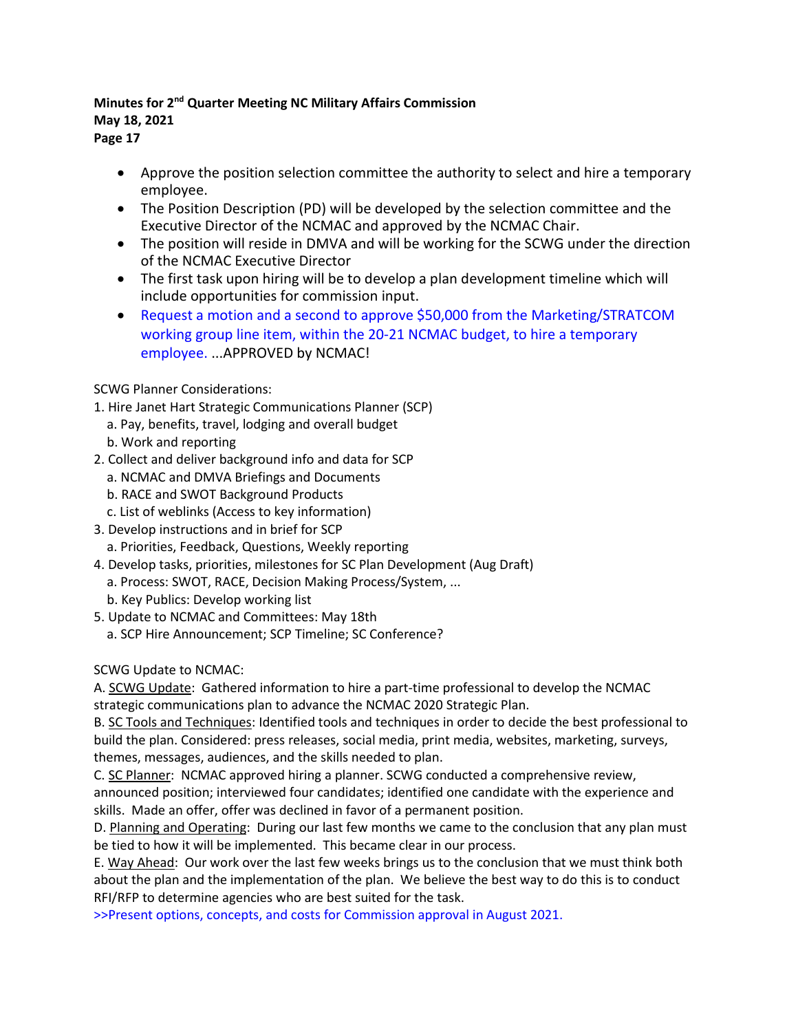- Approve the position selection committee the authority to select and hire a temporary employee.
- The Position Description (PD) will be developed by the selection committee and the Executive Director of the NCMAC and approved by the NCMAC Chair.
- The position will reside in DMVA and will be working for the SCWG under the direction of the NCMAC Executive Director
- The first task upon hiring will be to develop a plan development timeline which will include opportunities for commission input.
- Request a motion and a second to approve $50,000 from the Marketing/STRATCOM working group line item, within the 20-21 NCMAC budget, to hire a temporary employee. ...APPROVED by NCMAC!

SCWG Planner Considerations:

1. Hire Janet Hart Strategic Communications Planner (SCP)
   a. Pay, benefits, travel, lodging and overall budget
   b. Work and reporting
2. Collect and deliver background info and data for SCP
   a. NCMAC and DMVA Briefings and Documents
   b. RACE and SWOT Background Products
   c. List of weblinks (Access to key information)
3. Develop instructions and in brief for SCP
   a. Priorities, Feedback, Questions, Weekly reporting
4. Develop tasks, priorities, milestones for SC Plan Development (Aug Draft)
   a. Process: SWOT, RACE, Decision Making Process/System, ...
   b. Key Publics: Develop working list
5. Update to NCMAC and Committees: May 18th
   a. SCP Hire Announcement; SCP Timeline; SC Conference?

SCWG Update to NCMAC:

A. SCWG Update: Gathered information to hire a part-time professional to develop the NCMAC strategic communications plan to advance the NCMAC 2020 Strategic Plan.

B. SC Tools and Techniques: Identified tools and techniques in order to decide the best professional to build the plan. Considered: press releases, social media, print media, websites, marketing, surveys, themes, messages, audiences, and the skills needed to plan.

C. SC Planner: NCMAC approved hiring a planner. SCWG conducted a comprehensive review, announced position; interviewed four candidates; identified one candidate with the experience and skills. Made an offer, offer was declined in favor of a permanent position.

D. Planning and Operating: During our last few months we came to the conclusion that any plan must be tied to how it will be implemented. This became clear in our process.

E. Way Ahead: Our work over the last few weeks brings us to the conclusion that we must think both about the plan and the implementation of the plan. We believe the best way to do this is to conduct RFI/RFP to determine agencies who are best suited for the task.

>>Present options, concepts, and costs for Commission approval in August 2021.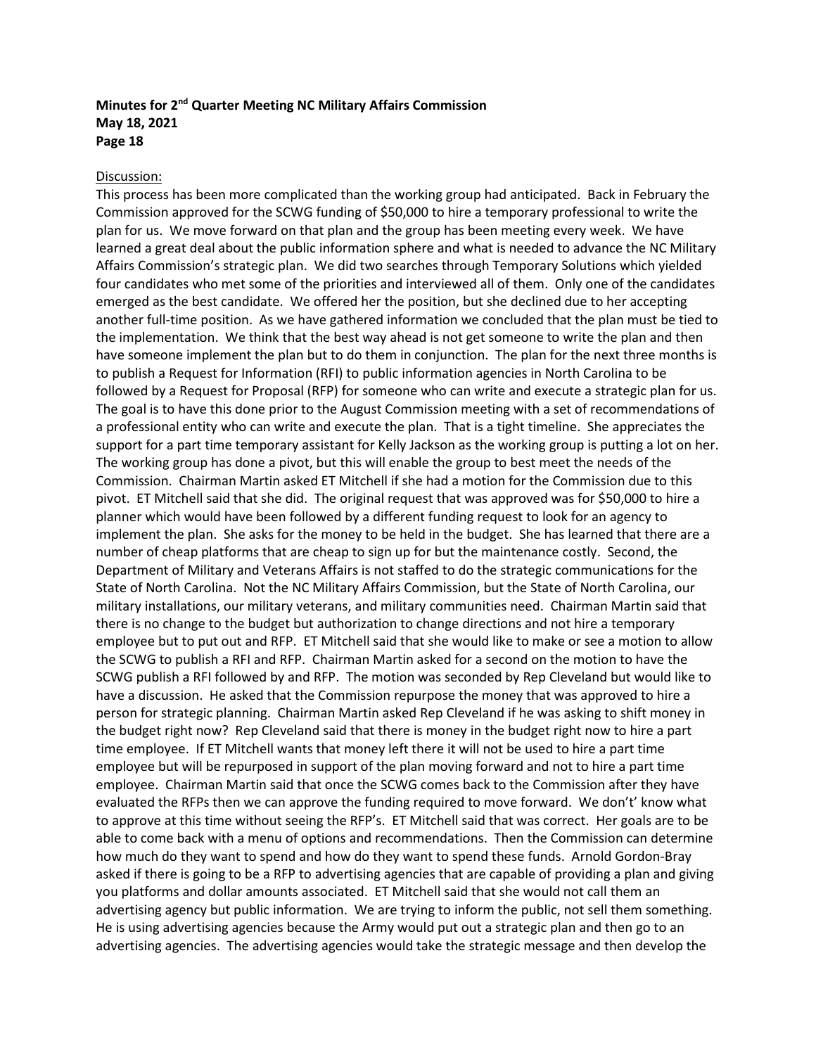Discussion:

This process has been more complicated than the working group had anticipated. Back in February the Commission approved for the SCWG funding of $50,000 to hire a temporary professional to write the plan for us. We move forward on that plan and the group has been meeting every week. We have learned a great deal about the public information sphere and what is needed to advance the NC Military Affairs Commission's strategic plan. We did two searches through Temporary Solutions which yielded four candidates who met some of the priorities and interviewed all of them. Only one of the candidates emerged as the best candidate. We offered her the position, but she declined due to her accepting another full-time position. As we have gathered information we concluded that the plan must be tied to the implementation. We think that the best way ahead is not get someone to write the plan and then have someone implement the plan but to do them in conjunction. The plan for the next three months is to publish a Request for Information (RFI) to public information agencies in North Carolina to be followed by a Request for Proposal (RFP) for someone who can write and execute a strategic plan for us. The goal is to have this done prior to the August Commission meeting with a set of recommendations of a professional entity who can write and execute the plan. That is a tight timeline. She appreciates the support for a part time temporary assistant for Kelly Jackson as the working group is putting a lot on her. The working group has done a pivot, but this will enable the group to best meet the needs of the Commission. Chairman Martin asked ET Mitchell if she had a motion for the Commission due to this pivot. ET Mitchell said that she did. The original request that was approved was for $50,000 to hire a planner which would have been followed by a different funding request to look for an agency to implement the plan. She asks for the money to be held in the budget. She has learned that there are a number of cheap platforms that are cheap to sign up for but the maintenance costly. Second, the Department of Military and Veterans Affairs is not staffed to do the strategic communications for the State of North Carolina. Not the NC Military Affairs Commission, but the State of North Carolina, our military installations, our military veterans, and military communities need. Chairman Martin said that there is no change to the budget but authorization to change directions and not hire a temporary employee but to put out and RFP. ET Mitchell said that she would like to make or see a motion to allow the SCWG to publish a RFI and RFP. Chairman Martin asked for a second on the motion to have the SCWG publish a RFI followed by and RFP. The motion was seconded by Rep Cleveland but would like to have a discussion. He asked that the Commission repurpose the money that was approved to hire a person for strategic planning. Chairman Martin asked Rep Cleveland if he was asking to shift money in the budget right now? Rep Cleveland said that there is money in the budget right now to hire a part time employee. If ET Mitchell wants that money left there it will not be used to hire a part time employee but will be repurposed in support of the plan moving forward and not to hire a part time employee. Chairman Martin said that once the SCWG comes back to the Commission after they have evaluated the RFPs then we can approve the funding required to move forward. We don't' know what to approve at this time without seeing the RFP's. ET Mitchell said that was correct. Her goals are to be able to come back with a menu of options and recommendations. Then the Commission can determine how much do they want to spend and how do they want to spend these funds. Arnold Gordon-Bray asked if there is going to be a RFP to advertising agencies that are capable of providing a plan and giving you platforms and dollar amounts associated. ET Mitchell said that she would not call them an advertising agency but public information. We are trying to inform the public, not sell them something. He is using advertising agencies because the Army would put out a strategic plan and then go to an advertising agencies. The advertising agencies would take the strategic message and then develop the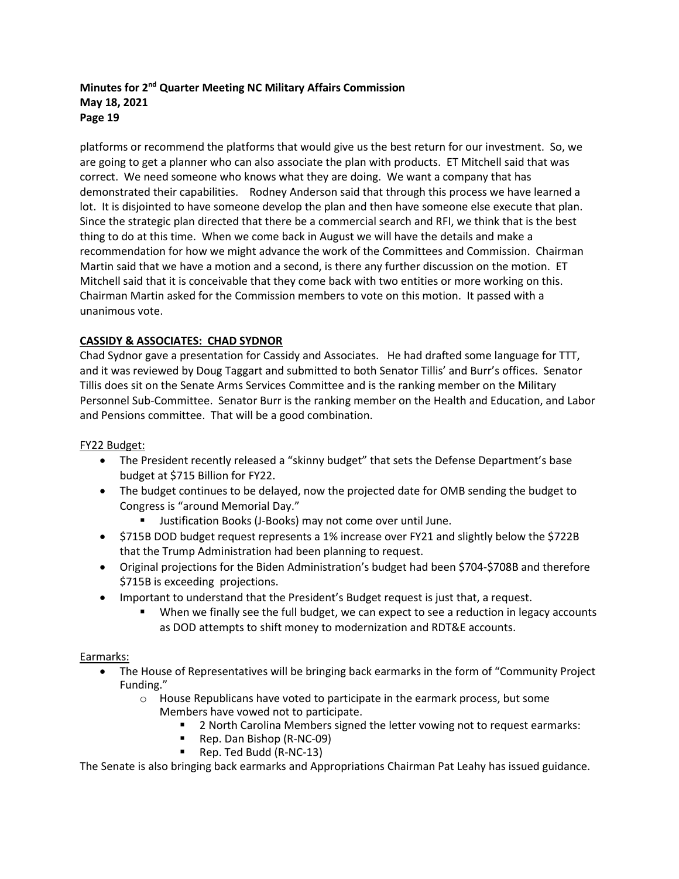platforms or recommend the platforms that would give us the best return for our investment. So, we are going to get a planner who can also associate the plan with products. ET Mitchell said that was correct. We need someone who knows what they are doing. We want a company that has demonstrated their capabilities. Rodney Anderson said that through this process we have learned a lot. It is disjointed to have someone develop the plan and then have someone else execute that plan. Since the strategic plan directed that there be a commercial search and RFI, we think that is the best thing to do at this time. When we come back in August we will have the details and make a recommendation for how we might advance the work of the Committees and Commission. Chairman Martin said that we have a motion and a second, is there any further discussion on the motion. ET Mitchell said that it is conceivable that they come back with two entities or more working on this. Chairman Martin asked for the Commission members to vote on this motion. It passed with a unanimous vote.

**CASSIDY & ASSOCIATES: CHAD SYDNOR**

Chad Sydnor gave a presentation for Cassidy and Associates. He had drafted some language for TTT, and it was reviewed by Doug Taggart and submitted to both Senator Tillis' and Burr's offices. Senator Tillis does sit on the Senate Arms Services Committee and is the ranking member on the Military Personnel Sub-Committee. Senator Burr is the ranking member on the Health and Education, and Labor and Pensions committee. That will be a good combination.

FY22 Budget:

- The President recently released a "skinny budget" that sets the Defense Department's base budget at $715 Billion for FY22.
- The budget continues to be delayed, now the projected date for OMB sending the budget to Congress is "around Memorial Day."
  - Justification Books (J-Books) may not come over until June.
- $715B DOD budget request represents a 1% increase over FY21 and slightly below the $722B that the Trump Administration had been planning to request.
- Original projections for the Biden Administration's budget had been $704-$708B and therefore $715B is exceeding projections.
- Important to understand that the President's Budget request is just that, a request.
  - When we finally see the full budget, we can expect to see a reduction in legacy accounts as DOD attempts to shift money to modernization and RDT&E accounts.

Earmarks:

- The House of Representatives will be bringing back earmarks in the form of "Community Project Funding."
  - House Republicans have voted to participate in the earmark process, but some Members have vowed not to participate.
    - 2 North Carolina Members signed the letter vowing not to request earmarks:
    - Rep. Dan Bishop (R-NC-09)
    - Rep. Ted Budd (R-NC-13)

The Senate is also bringing back earmarks and Appropriations Chairman Pat Leahy has issued guidance.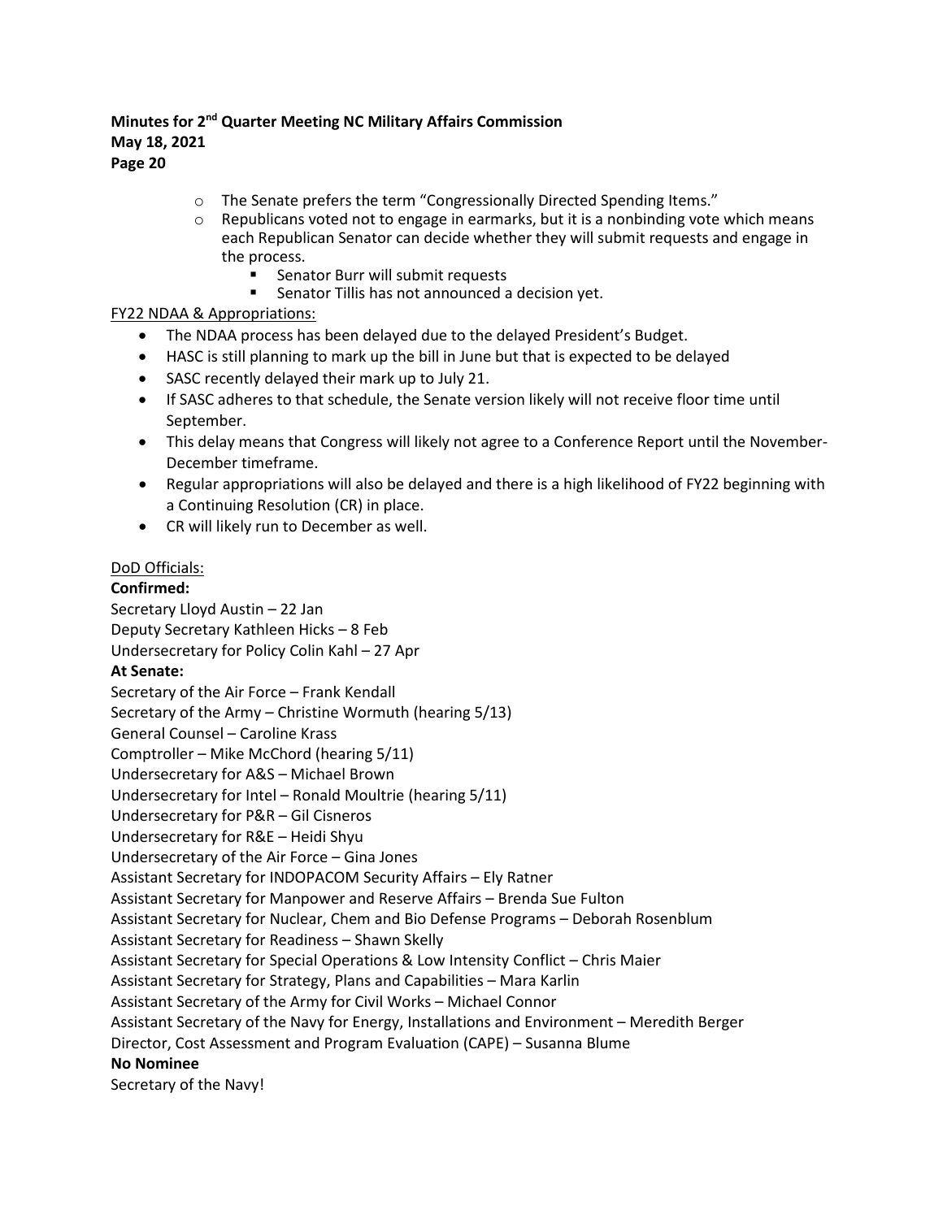- The Senate prefers the term "Congressionally Directed Spending Items."
- Republicans voted not to engage in earmarks, but it is a nonbinding vote which means each Republican Senator can decide whether they will submit requests and engage in the process.
    - Senator Burr will submit requests
    - Senator Tillis has not announced a decision yet.

FY22 NDAA & Appropriations:

- The NDAA process has been delayed due to the delayed President's Budget.
- HASC is still planning to mark up the bill in June but that is expected to be delayed
- SASC recently delayed their mark up to July 21.
- If SASC adheres to that schedule, the Senate version likely will not receive floor time until September.
- This delay means that Congress will likely not agree to a Conference Report until the November-December timeframe.
- Regular appropriations will also be delayed and there is a high likelihood of FY22 beginning with a Continuing Resolution (CR) in place.
- CR will likely run to December as well.

DoD Officials:

**Confirmed:**

Secretary Lloyd Austin – 22 Jan
Deputy Secretary Kathleen Hicks – 8 Feb
Undersecretary for Policy Colin Kahl – 27 Apr

**At Senate:**

Secretary of the Air Force – Frank Kendall
Secretary of the Army – Christine Wormuth (hearing 5/13)
General Counsel – Caroline Krass
Comptroller – Mike McChord (hearing 5/11)
Undersecretary for A&S – Michael Brown
Undersecretary for Intel – Ronald Moultrie (hearing 5/11)
Undersecretary for P&R – Gil Cisneros
Undersecretary for R&E – Heidi Shyu
Undersecretary of the Air Force – Gina Jones
Assistant Secretary for INDOPACOM Security Affairs – Ely Ratner
Assistant Secretary for Manpower and Reserve Affairs – Brenda Sue Fulton
Assistant Secretary for Nuclear, Chem and Bio Defense Programs – Deborah Rosenblum
Assistant Secretary for Readiness – Shawn Skelly
Assistant Secretary for Special Operations & Low Intensity Conflict – Chris Maier
Assistant Secretary for Strategy, Plans and Capabilities – Mara Karlin
Assistant Secretary of the Army for Civil Works – Michael Connor
Assistant Secretary of the Navy for Energy, Installations and Environment – Meredith Berger
Director, Cost Assessment and Program Evaluation (CAPE) – Susanna Blume

**No Nominee**

Secretary of the Navy!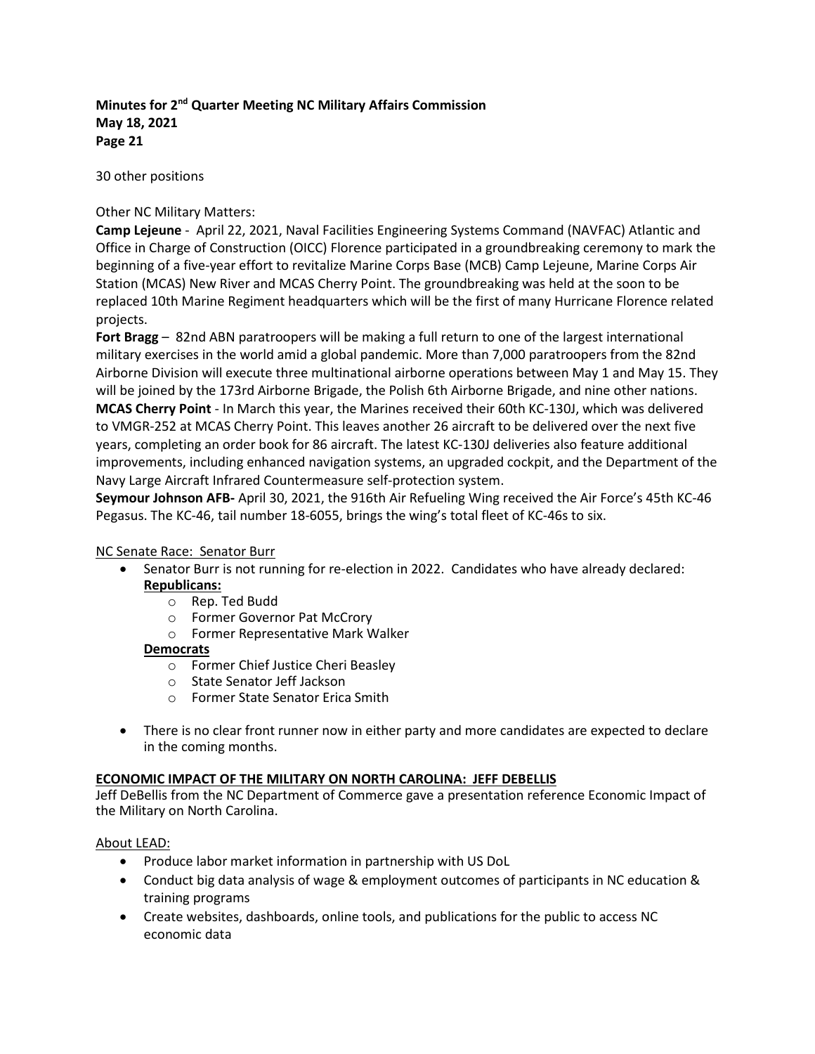30 other positions

Other NC Military Matters:

**Camp Lejeune** - April 22, 2021, Naval Facilities Engineering Systems Command (NAVFAC) Atlantic and Office in Charge of Construction (OICC) Florence participated in a groundbreaking ceremony to mark the beginning of a five-year effort to revitalize Marine Corps Base (MCB) Camp Lejeune, Marine Corps Air Station (MCAS) New River and MCAS Cherry Point. The groundbreaking was held at the soon to be replaced 10th Marine Regiment headquarters which will be the first of many Hurricane Florence related projects.

**Fort Bragg** – 82nd ABN paratroopers will be making a full return to one of the largest international military exercises in the world amid a global pandemic. More than 7,000 paratroopers from the 82nd Airborne Division will execute three multinational airborne operations between May 1 and May 15. They will be joined by the 173rd Airborne Brigade, the Polish 6th Airborne Brigade, and nine other nations.

**MCAS Cherry Point** - In March this year, the Marines received their 60th KC-130J, which was delivered to VMGR-252 at MCAS Cherry Point. This leaves another 26 aircraft to be delivered over the next five years, completing an order book for 86 aircraft. The latest KC-130J deliveries also feature additional improvements, including enhanced navigation systems, an upgraded cockpit, and the Department of the Navy Large Aircraft Infrared Countermeasure self-protection system.

**Seymour Johnson AFB-** April 30, 2021, the 916th Air Refueling Wing received the Air Force's 45th KC-46 Pegasus. The KC-46, tail number 18-6055, brings the wing's total fleet of KC-46s to six.

<u>NC Senate Race: Senator Burr</u>

- Senator Burr is not running for re-election in 2022. Candidates who have already declared:
  **<u>Republicans:</u>**
  - Rep. Ted Budd
  - Former Governor Pat McCrory
  - Former Representative Mark Walker

  **<u>Democrats</u>**
  - Former Chief Justice Cheri Beasley
  - State Senator Jeff Jackson
  - Former State Senator Erica Smith

- There is no clear front runner now in either party and more candidates are expected to declare in the coming months.

**<u>ECONOMIC IMPACT OF THE MILITARY ON NORTH CAROLINA: JEFF DEBELLIS</u>**

Jeff DeBellis from the NC Department of Commerce gave a presentation reference Economic Impact of the Military on North Carolina.

<u>About LEAD:</u>

- Produce labor market information in partnership with US DoL
- Conduct big data analysis of wage & employment outcomes of participants in NC education & training programs
- Create websites, dashboards, online tools, and publications for the public to access NC economic data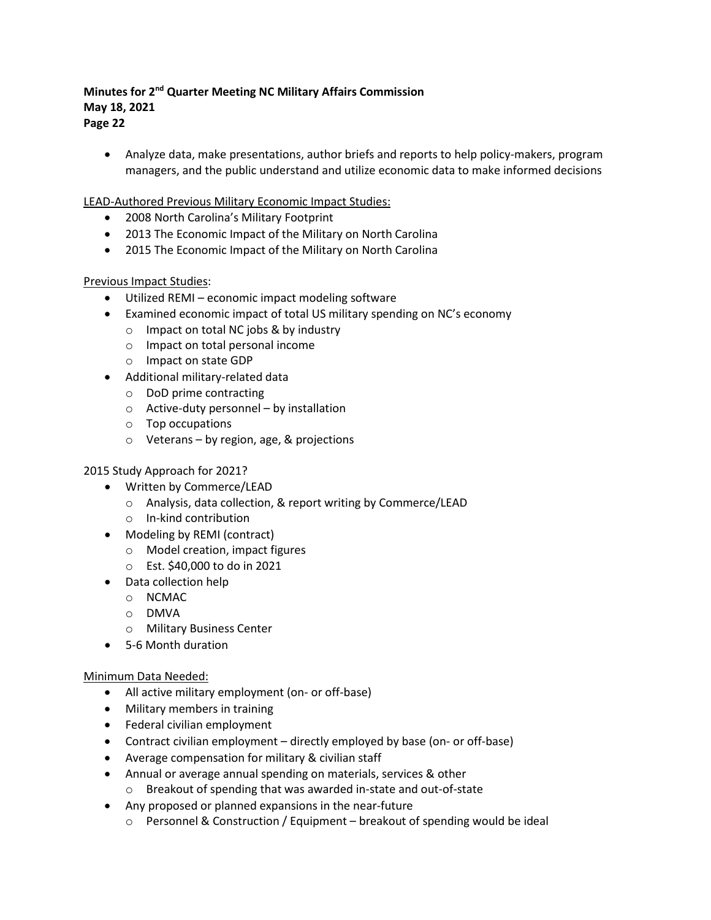- Analyze data, make presentations, author briefs and reports to help policy-makers, program managers, and the public understand and utilize economic data to make informed decisions

LEAD-Authored Previous Military Economic Impact Studies:

- 2008 North Carolina's Military Footprint
- 2013 The Economic Impact of the Military on North Carolina
- 2015 The Economic Impact of the Military on North Carolina

Previous Impact Studies:

- Utilized REMI – economic impact modeling software
- Examined economic impact of total US military spending on NC's economy
  - Impact on total NC jobs & by industry
  - Impact on total personal income
  - Impact on state GDP
- Additional military-related data
  - DoD prime contracting
  - Active-duty personnel – by installation
  - Top occupations
  - Veterans – by region, age, & projections

2015 Study Approach for 2021?

- Written by Commerce/LEAD
  - Analysis, data collection, & report writing by Commerce/LEAD
  - In-kind contribution
- Modeling by REMI (contract)
  - Model creation, impact figures
  - Est. $40,000 to do in 2021
- Data collection help
  - NCMAC
  - DMVA
  - Military Business Center
- 5-6 Month duration

Minimum Data Needed:

- All active military employment (on- or off-base)
- Military members in training
- Federal civilian employment
- Contract civilian employment – directly employed by base (on- or off-base)
- Average compensation for military & civilian staff
- Annual or average annual spending on materials, services & other
  - Breakout of spending that was awarded in-state and out-of-state
- Any proposed or planned expansions in the near-future
  - Personnel & Construction / Equipment – breakout of spending would be ideal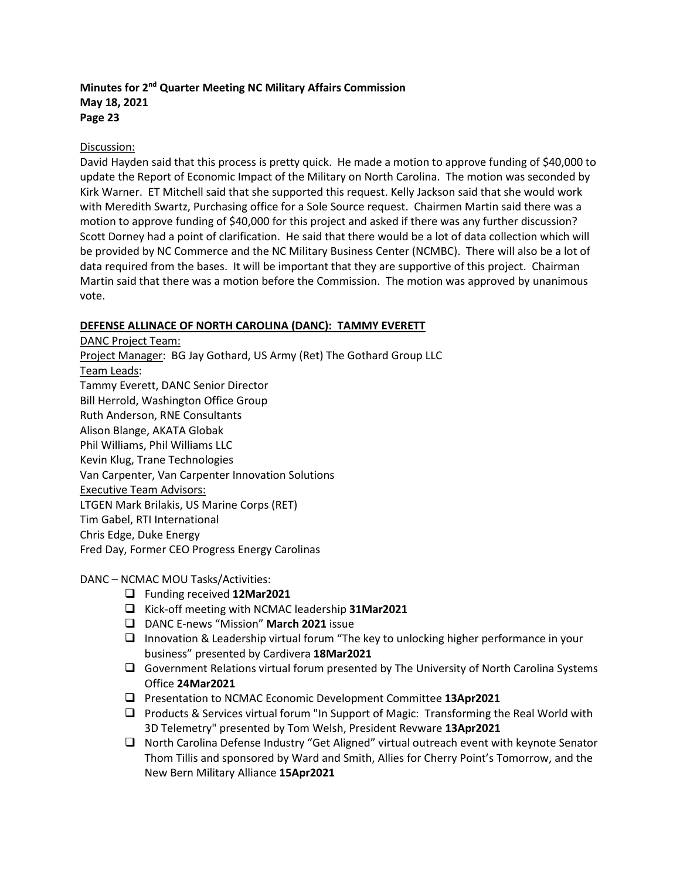Discussion:

David Hayden said that this process is pretty quick. He made a motion to approve funding of $40,000 to update the Report of Economic Impact of the Military on North Carolina. The motion was seconded by Kirk Warner. ET Mitchell said that she supported this request. Kelly Jackson said that she would work with Meredith Swartz, Purchasing office for a Sole Source request. Chairmen Martin said there was a motion to approve funding of $40,000 for this project and asked if there was any further discussion? Scott Dorney had a point of clarification. He said that there would be a lot of data collection which will be provided by NC Commerce and the NC Military Business Center (NCMBC). There will also be a lot of data required from the bases. It will be important that they are supportive of this project. Chairman Martin said that there was a motion before the Commission. The motion was approved by unanimous vote.

**DEFENSE ALLINACE OF NORTH CAROLINA (DANC): TAMMY EVERETT**

DANC Project Team:

Project Manager: BG Jay Gothard, US Army (Ret) The Gothard Group LLC

Team Leads:

Tammy Everett, DANC Senior Director
Bill Herrold, Washington Office Group
Ruth Anderson, RNE Consultants
Alison Blange, AKATA Globak
Phil Williams, Phil Williams LLC
Kevin Klug, Trane Technologies
Van Carpenter, Van Carpenter Innovation Solutions

Executive Team Advisors:

LTGEN Mark Brilakis, US Marine Corps (RET)
Tim Gabel, RTI International
Chris Edge, Duke Energy
Fred Day, Former CEO Progress Energy Carolinas

DANC – NCMAC MOU Tasks/Activities:

- ❑ Funding received **12Mar2021**
- ❑ Kick-off meeting with NCMAC leadership **31Mar2021**
- ❑ DANC E-news "Mission" **March 2021** issue
- ❑ Innovation & Leadership virtual forum "The key to unlocking higher performance in your business" presented by Cardivera **18Mar2021**
- ❑ Government Relations virtual forum presented by The University of North Carolina Systems Office **24Mar2021**
- ❑ Presentation to NCMAC Economic Development Committee **13Apr2021**
- ❑ Products & Services virtual forum "In Support of Magic: Transforming the Real World with 3D Telemetry" presented by Tom Welsh, President Revware **13Apr2021**
- ❑ North Carolina Defense Industry "Get Aligned" virtual outreach event with keynote Senator Thom Tillis and sponsored by Ward and Smith, Allies for Cherry Point's Tomorrow, and the New Bern Military Alliance **15Apr2021**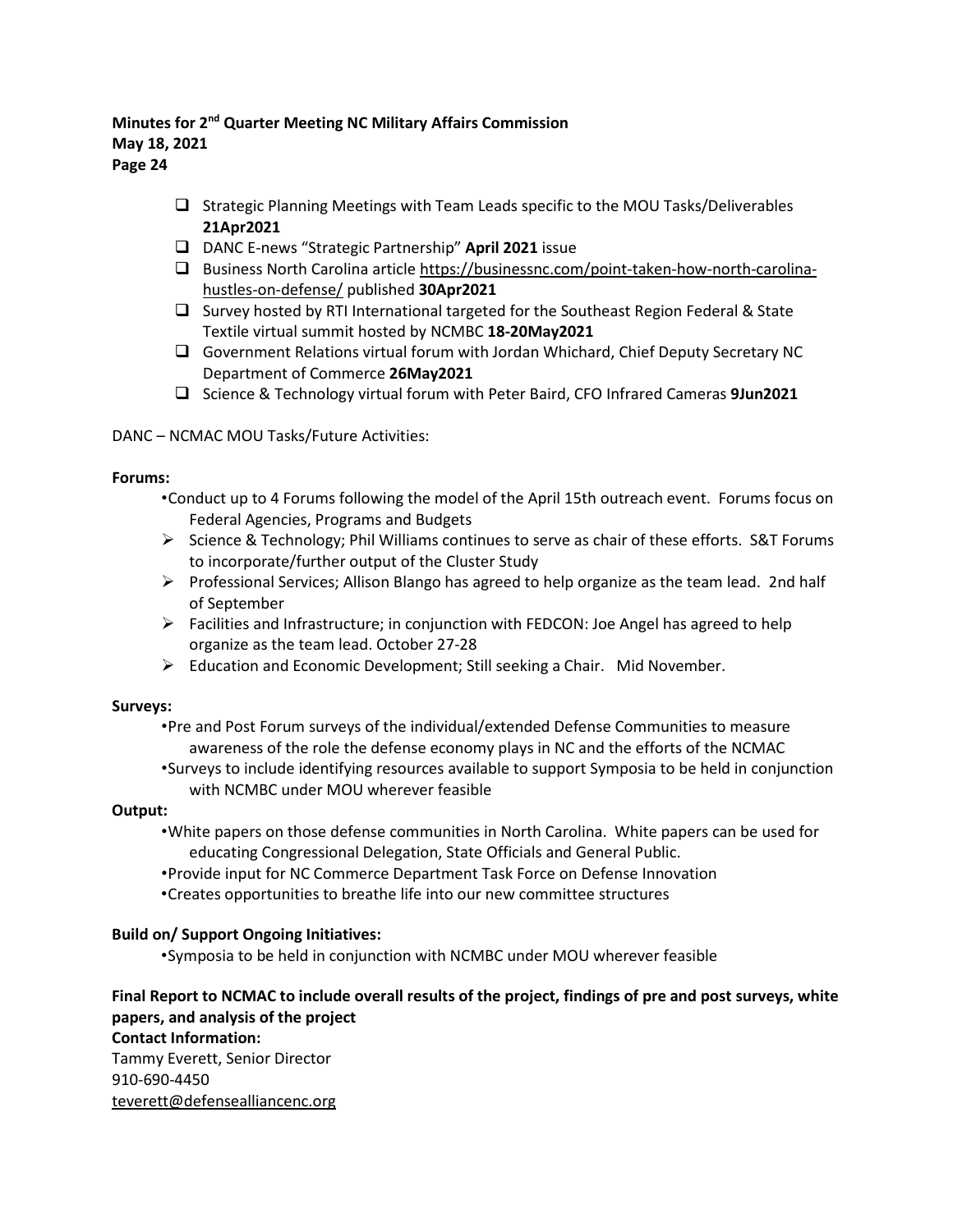- ☐ Strategic Planning Meetings with Team Leads specific to the MOU Tasks/Deliverables **21Apr2021**
- ☐ DANC E-news "Strategic Partnership" **April 2021** issue
- ☐ Business North Carolina article https://businessnc.com/point-taken-how-north-carolina-hustles-on-defense/ published **30Apr2021**
- ☐ Survey hosted by RTI International targeted for the Southeast Region Federal & State Textile virtual summit hosted by NCMBC **18-20May2021**
- ☐ Government Relations virtual forum with Jordan Whichard, Chief Deputy Secretary NC Department of Commerce **26May2021**
- ☐ Science & Technology virtual forum with Peter Baird, CFO Infrared Cameras **9Jun2021**

DANC – NCMAC MOU Tasks/Future Activities:

**Forums:**

- Conduct up to 4 Forums following the model of the April 15th outreach event. Forums focus on Federal Agencies, Programs and Budgets
  - Science & Technology; Phil Williams continues to serve as chair of these efforts. S&T Forums to incorporate/further output of the Cluster Study
  - Professional Services; Allison Blango has agreed to help organize as the team lead. 2nd half of September
  - Facilities and Infrastructure; in conjunction with FEDCON: Joe Angel has agreed to help organize as the team lead. October 27-28
  - Education and Economic Development; Still seeking a Chair. Mid November.

**Surveys:**

- Pre and Post Forum surveys of the individual/extended Defense Communities to measure awareness of the role the defense economy plays in NC and the efforts of the NCMAC
- Surveys to include identifying resources available to support Symposia to be held in conjunction with NCMBC under MOU wherever feasible

**Output:**

- White papers on those defense communities in North Carolina. White papers can be used for educating Congressional Delegation, State Officials and General Public.
- Provide input for NC Commerce Department Task Force on Defense Innovation
- Creates opportunities to breathe life into our new committee structures

**Build on/ Support Ongoing Initiatives:**

- Symposia to be held in conjunction with NCMBC under MOU wherever feasible

**Final Report to NCMAC to include overall results of the project, findings of pre and post surveys, white papers, and analysis of the project**

**Contact Information:**

Tammy Everett, Senior Director
910-690-4450
teverett@defenseallliancenc.org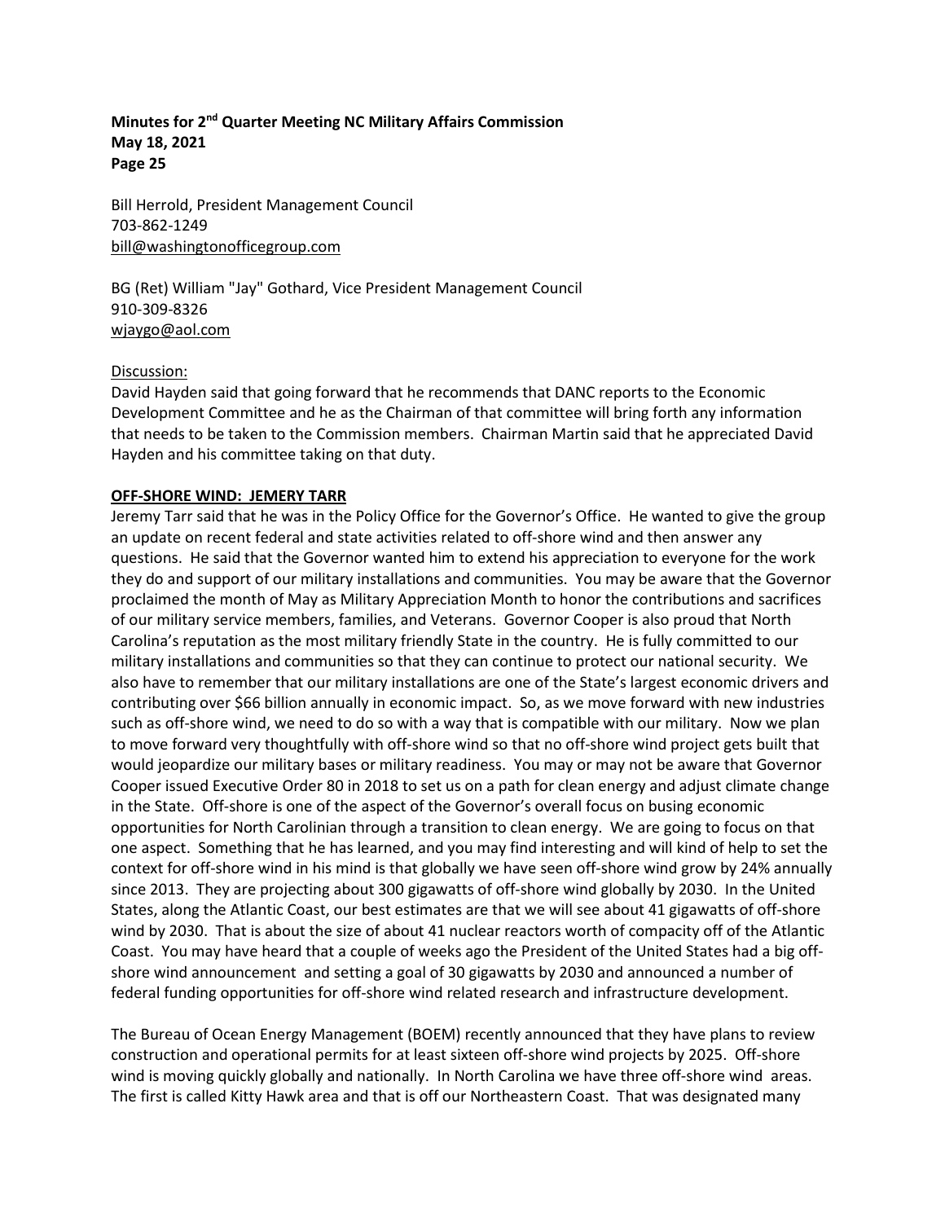Bill Herrold, President Management Council
703-862-1249
bill@washingtonofficegroup.com

BG (Ret) William "Jay" Gothard, Vice President Management Council
910-309-8326
wjaygo@aol.com

Discussion:
David Hayden said that going forward that he recommends that DANC reports to the Economic Development Committee and he as the Chairman of that committee will bring forth any information that needs to be taken to the Commission members. Chairman Martin said that he appreciated David Hayden and his committee taking on that duty.

**OFF-SHORE WIND: JEMERY TARR**

Jeremy Tarr said that he was in the Policy Office for the Governor's Office. He wanted to give the group an update on recent federal and state activities related to off-shore wind and then answer any questions. He said that the Governor wanted him to extend his appreciation to everyone for the work they do and support of our military installations and communities. You may be aware that the Governor proclaimed the month of May as Military Appreciation Month to honor the contributions and sacrifices of our military service members, families, and Veterans. Governor Cooper is also proud that North Carolina's reputation as the most military friendly State in the country. He is fully committed to our military installations and communities so that they can continue to protect our national security. We also have to remember that our military installations are one of the State's largest economic drivers and contributing over $66 billion annually in economic impact. So, as we move forward with new industries such as off-shore wind, we need to do so with a way that is compatible with our military. Now we plan to move forward very thoughtfully with off-shore wind so that no off-shore wind project gets built that would jeopardize our military bases or military readiness. You may or may not be aware that Governor Cooper issued Executive Order 80 in 2018 to set us on a path for clean energy and adjust climate change in the State. Off-shore is one of the aspect of the Governor's overall focus on busing economic opportunities for North Carolinian through a transition to clean energy. We are going to focus on that one aspect. Something that he has learned, and you may find interesting and will kind of help to set the context for off-shore wind in his mind is that globally we have seen off-shore wind grow by 24% annually since 2013. They are projecting about 300 gigawatts of off-shore wind globally by 2030. In the United States, along the Atlantic Coast, our best estimates are that we will see about 41 gigawatts of off-shore wind by 2030. That is about the size of about 41 nuclear reactors worth of compacity off of the Atlantic Coast. You may have heard that a couple of weeks ago the President of the United States had a big off-shore wind announcement and setting a goal of 30 gigawatts by 2030 and announced a number of federal funding opportunities for off-shore wind related research and infrastructure development.

The Bureau of Ocean Energy Management (BOEM) recently announced that they have plans to review construction and operational permits for at least sixteen off-shore wind projects by 2025. Off-shore wind is moving quickly globally and nationally. In North Carolina we have three off-shore wind areas. The first is called Kitty Hawk area and that is off our Northeastern Coast. That was designated many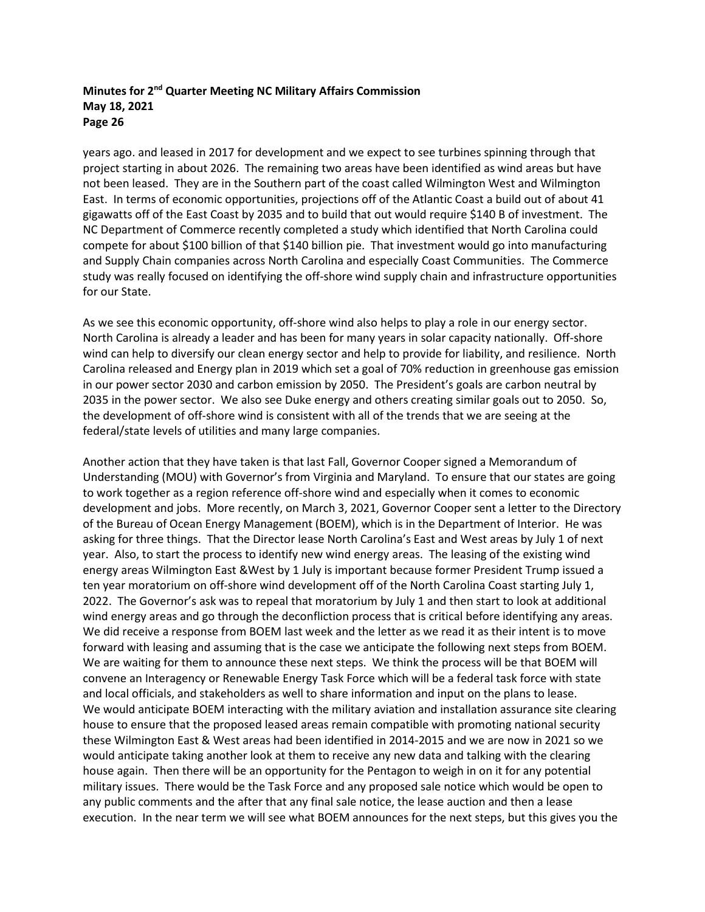years ago. and leased in 2017 for development and we expect to see turbines spinning through that project starting in about 2026. The remaining two areas have been identified as wind areas but have not been leased. They are in the Southern part of the coast called Wilmington West and Wilmington East. In terms of economic opportunities, projections off of the Atlantic Coast a build out of about 41 gigawatts off of the East Coast by 2035 and to build that out would require $140 B of investment. The NC Department of Commerce recently completed a study which identified that North Carolina could compete for about $100 billion of that $140 billion pie. That investment would go into manufacturing and Supply Chain companies across North Carolina and especially Coast Communities. The Commerce study was really focused on identifying the off-shore wind supply chain and infrastructure opportunities for our State.

As we see this economic opportunity, off-shore wind also helps to play a role in our energy sector. North Carolina is already a leader and has been for many years in solar capacity nationally. Off-shore wind can help to diversify our clean energy sector and help to provide for liability, and resilience. North Carolina released and Energy plan in 2019 which set a goal of 70% reduction in greenhouse gas emission in our power sector 2030 and carbon emission by 2050. The President's goals are carbon neutral by 2035 in the power sector. We also see Duke energy and others creating similar goals out to 2050. So, the development of off-shore wind is consistent with all of the trends that we are seeing at the federal/state levels of utilities and many large companies.

Another action that they have taken is that last Fall, Governor Cooper signed a Memorandum of Understanding (MOU) with Governor's from Virginia and Maryland. To ensure that our states are going to work together as a region reference off-shore wind and especially when it comes to economic development and jobs. More recently, on March 3, 2021, Governor Cooper sent a letter to the Directory of the Bureau of Ocean Energy Management (BOEM), which is in the Department of Interior. He was asking for three things. That the Director lease North Carolina's East and West areas by July 1 of next year. Also, to start the process to identify new wind energy areas. The leasing of the existing wind energy areas Wilmington East &West by 1 July is important because former President Trump issued a ten year moratorium on off-shore wind development off of the North Carolina Coast starting July 1, 2022. The Governor's ask was to repeal that moratorium by July 1 and then start to look at additional wind energy areas and go through the deconfliction process that is critical before identifying any areas. We did receive a response from BOEM last week and the letter as we read it as their intent is to move forward with leasing and assuming that is the case we anticipate the following next steps from BOEM. We are waiting for them to announce these next steps. We think the process will be that BOEM will convene an Interagency or Renewable Energy Task Force which will be a federal task force with state and local officials, and stakeholders as well to share information and input on the plans to lease. We would anticipate BOEM interacting with the military aviation and installation assurance site clearing house to ensure that the proposed leased areas remain compatible with promoting national security these Wilmington East & West areas had been identified in 2014-2015 and we are now in 2021 so we would anticipate taking another look at them to receive any new data and talking with the clearing house again. Then there will be an opportunity for the Pentagon to weigh in on it for any potential military issues. There would be the Task Force and any proposed sale notice which would be open to any public comments and the after that any final sale notice, the lease auction and then a lease execution. In the near term we will see what BOEM announces for the next steps, but this gives you the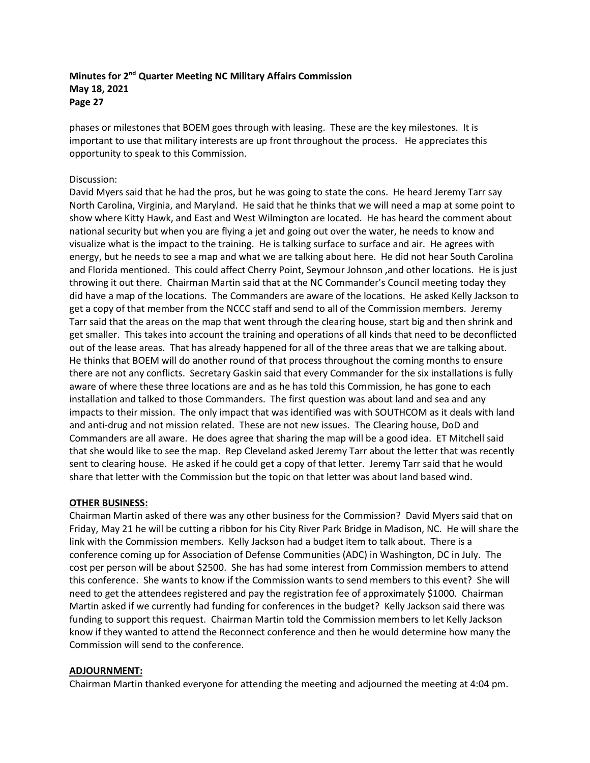phases or milestones that BOEM goes through with leasing. These are the key milestones. It is important to use that military interests are up front throughout the process. He appreciates this opportunity to speak to this Commission.

Discussion:

David Myers said that he had the pros, but he was going to state the cons. He heard Jeremy Tarr say North Carolina, Virginia, and Maryland. He said that he thinks that we will need a map at some point to show where Kitty Hawk, and East and West Wilmington are located. He has heard the comment about national security but when you are flying a jet and going out over the water, he needs to know and visualize what is the impact to the training. He is talking surface to surface and air. He agrees with energy, but he needs to see a map and what we are talking about here. He did not hear South Carolina and Florida mentioned. This could affect Cherry Point, Seymour Johnson ,and other locations. He is just throwing it out there. Chairman Martin said that at the NC Commander's Council meeting today they did have a map of the locations. The Commanders are aware of the locations. He asked Kelly Jackson to get a copy of that member from the NCCC staff and send to all of the Commission members. Jeremy Tarr said that the areas on the map that went through the clearing house, start big and then shrink and get smaller. This takes into account the training and operations of all kinds that need to be deconflicted out of the lease areas. That has already happened for all of the three areas that we are talking about. He thinks that BOEM will do another round of that process throughout the coming months to ensure there are not any conflicts. Secretary Gaskin said that every Commander for the six installations is fully aware of where these three locations are and as he has told this Commission, he has gone to each installation and talked to those Commanders. The first question was about land and sea and any impacts to their mission. The only impact that was identified was with SOUTHCOM as it deals with land and anti-drug and not mission related. These are not new issues. The Clearing house, DoD and Commanders are all aware. He does agree that sharing the map will be a good idea. ET Mitchell said that she would like to see the map. Rep Cleveland asked Jeremy Tarr about the letter that was recently sent to clearing house. He asked if he could get a copy of that letter. Jeremy Tarr said that he would share that letter with the Commission but the topic on that letter was about land based wind.

**OTHER BUSINESS:**

Chairman Martin asked of there was any other business for the Commission? David Myers said that on Friday, May 21 he will be cutting a ribbon for his City River Park Bridge in Madison, NC. He will share the link with the Commission members. Kelly Jackson had a budget item to talk about. There is a conference coming up for Association of Defense Communities (ADC) in Washington, DC in July. The cost per person will be about $2500. She has had some interest from Commission members to attend this conference. She wants to know if the Commission wants to send members to this event? She will need to get the attendees registered and pay the registration fee of approximately $1000. Chairman Martin asked if we currently had funding for conferences in the budget? Kelly Jackson said there was funding to support this request. Chairman Martin told the Commission members to let Kelly Jackson know if they wanted to attend the Reconnect conference and then he would determine how many the Commission will send to the conference.

**ADJOURNMENT:**

Chairman Martin thanked everyone for attending the meeting and adjourned the meeting at 4:04 pm.